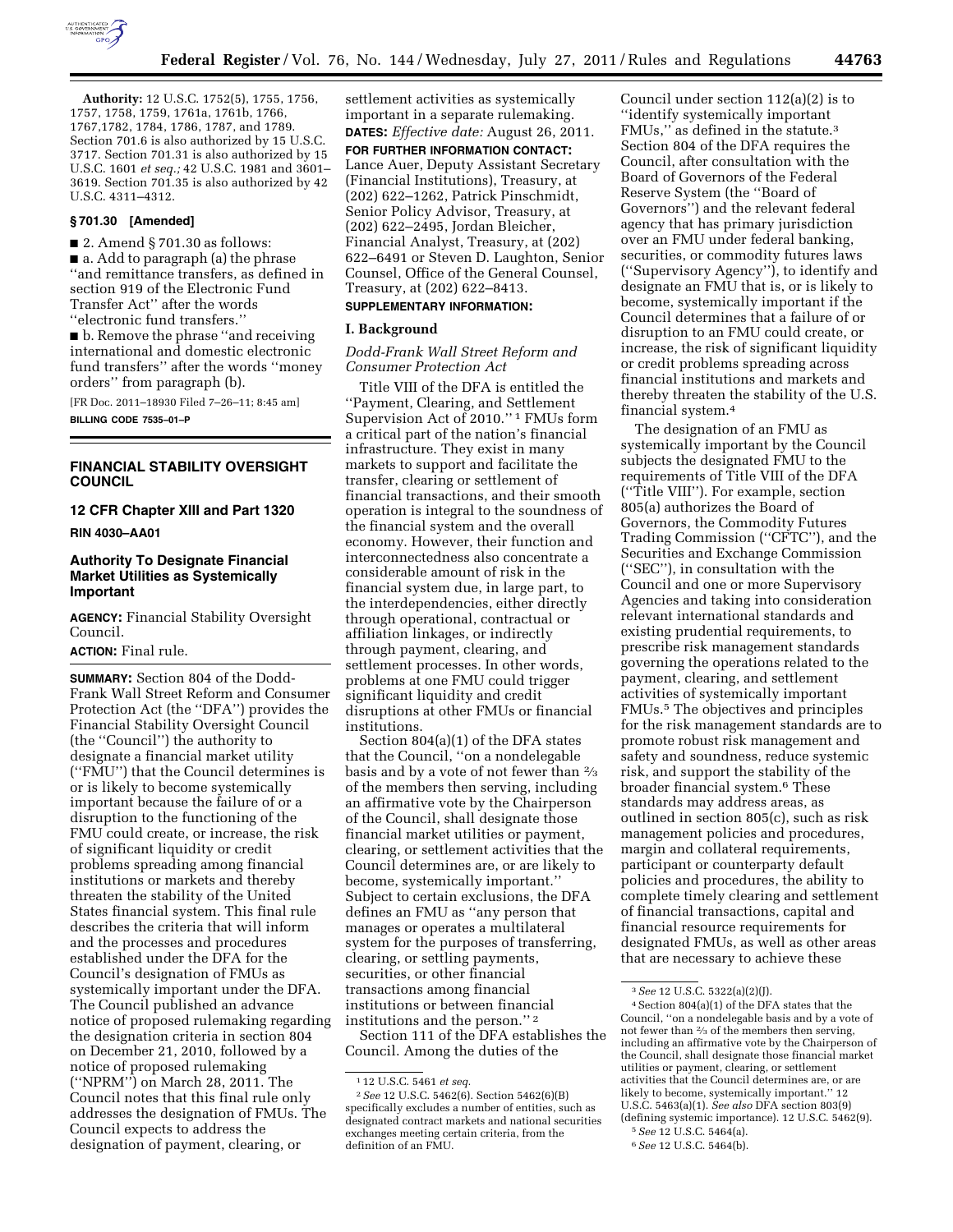**Authority:** 12 U.S.C. 1752(5), 1755, 1756, 1757, 1758, 1759, 1761a, 1761b, 1766, 1767,1782, 1784, 1786, 1787, and 1789. Section 701.6 is also authorized by 15 U.S.C. 3717. Section 701.31 is also authorized by 15 U.S.C. 1601 *et seq.;* 42 U.S.C. 1981 and 3601–3619. Section 701.35 is also authorized by 42 U.S.C. 4311–4312.

**§ 701.30 [Amended]**

■ 2. Amend § 701.30 as follows:

■ a. Add to paragraph (a) the phrase ''and remittance transfers, as defined in section 919 of the Electronic Fund Transfer Act'' after the words ''electronic fund transfers.''

■ b. Remove the phrase ''and receiving international and domestic electronic fund transfers'' after the words ''money orders'' from paragraph (b).

[FR Doc. 2011–18930 Filed 7–26–11; 8:45 am]

**BILLING CODE 7535–01–P**

---

## FINANCIAL STABILITY OVERSIGHT COUNCIL

## 12 CFR Chapter XIII and Part 1320

**RIN 4030–AA01**

## Authority To Designate Financial Market Utilities as Systemically Important

**AGENCY:** Financial Stability Oversight Council.

**ACTION:** Final rule.

**SUMMARY:** Section 804 of the Dodd-Frank Wall Street Reform and Consumer Protection Act (the ''DFA'') provides the Financial Stability Oversight Council (the ''Council'') the authority to designate a financial market utility (''FMU'') that the Council determines is or is likely to become systemically important because the failure of or a disruption to the functioning of the FMU could create, or increase, the risk of significant liquidity or credit problems spreading among financial institutions or markets and thereby threaten the stability of the United States financial system. This final rule describes the criteria that will inform and the processes and procedures established under the DFA for the Council's designation of FMUs as systemically important under the DFA. The Council published an advance notice of proposed rulemaking regarding the designation criteria in section 804 on December 21, 2010, followed by a notice of proposed rulemaking (''NPRM'') on March 28, 2011. The Council notes that this final rule only addresses the designation of FMUs. The Council expects to address the designation of payment, clearing, or settlement activities as systemically important in a separate rulemaking.

**DATES:** *Effective date:* August 26, 2011.

**FOR FURTHER INFORMATION CONTACT:** Lance Auer, Deputy Assistant Secretary (Financial Institutions), Treasury, at (202) 622–1262, Patrick Pinschmidt, Senior Policy Advisor, Treasury, at (202) 622–2495, Jordan Bleicher, Financial Analyst, Treasury, at (202) 622–6491 or Steven D. Laughton, Senior Counsel, Office of the General Counsel, Treasury, at (202) 622–8413.

**SUPPLEMENTARY INFORMATION:**

### I. Background

*Dodd-Frank Wall Street Reform and Consumer Protection Act*

Title VIII of the DFA is entitled the ''Payment, Clearing, and Settlement Supervision Act of 2010.'' [1] FMUs form a critical part of the nation's financial infrastructure. They exist in many markets to support and facilitate the transfer, clearing or settlement of financial transactions, and their smooth operation is integral to the soundness of the financial system and the overall economy. However, their function and interconnectedness also concentrate a considerable amount of risk in the financial system due, in large part, to the interdependencies, either directly through operational, contractual or affiliation linkages, or indirectly through payment, clearing, and settlement processes. In other words, problems at one FMU could trigger significant liquidity and credit disruptions at other FMUs or financial institutions.

Section 804(a)(1) of the DFA states that the Council, ''on a nondelegable basis and by a vote of not fewer than ⅔ of the members then serving, including an affirmative vote by the Chairperson of the Council, shall designate those financial market utilities or payment, clearing, or settlement activities that the Council determines are, or are likely to become, systemically important.'' Subject to certain exclusions, the DFA defines an FMU as ''any person that manages or operates a multilateral system for the purposes of transferring, clearing, or settling payments, securities, or other financial transactions among financial institutions or between financial institutions and the person.'' [2]

Section 111 of the DFA establishes the Council. Among the duties of the Council under section 112(a)(2) is to ''identify systemically important FMUs,'' as defined in the statute.[3] Section 804 of the DFA requires the Council, after consultation with the Board of Governors of the Federal Reserve System (the ''Board of Governors'') and the relevant federal agency that has primary jurisdiction over an FMU under federal banking, securities, or commodity futures laws (''Supervisory Agency''), to identify and designate an FMU that is, or is likely to become, systemically important if the Council determines that a failure of or disruption to an FMU could create, or increase, the risk of significant liquidity or credit problems spreading across financial institutions and markets and thereby threaten the stability of the U.S. financial system.[4]

The designation of an FMU as systemically important by the Council subjects the designated FMU to the requirements of Title VIII of the DFA (''Title VIII''). For example, section 805(a) authorizes the Board of Governors, the Commodity Futures Trading Commission (''CFTC''), and the Securities and Exchange Commission (''SEC''), in consultation with the Council and one or more Supervisory Agencies and taking into consideration relevant international standards and existing prudential requirements, to prescribe risk management standards governing the operations related to the payment, clearing, and settlement activities of systemically important FMUs.[5] The objectives and principles for the risk management standards are to promote robust risk management and safety and soundness, reduce systemic risk, and support the stability of the broader financial system.[6] These standards may address areas, as outlined in section 805(c), such as risk management policies and procedures, margin and collateral requirements, participant or counterparty default policies and procedures, the ability to complete timely clearing and settlement of financial transactions, capital and financial resource requirements for designated FMUs, as well as other areas that are necessary to achieve these

---

[1] 12 U.S.C. 5461 *et seq.*

[2] *See* 12 U.S.C. 5462(6). Section 5462(6)(B) specifically excludes a number of entities, such as designated contract markets and national securities exchanges meeting certain criteria, from the definition of an FMU.

[3] *See* 12 U.S.C. 5322(a)(2)(J).

[4] Section 804(a)(1) of the DFA states that the Council, ''on a nondelegable basis and by a vote of not fewer than ⅔ of the members then serving, including an affirmative vote by the Chairperson of the Council, shall designate those financial market utilities or payment, clearing, or settlement activities that the Council determines are, or are likely to become, systemically important.'' 12 U.S.C. 5463(a)(1). *See also* DFA section 803(9) (defining systemic importance). 12 U.S.C. 5462(9).

[5] *See* 12 U.S.C. 5464(a).

[6] *See* 12 U.S.C. 5464(b).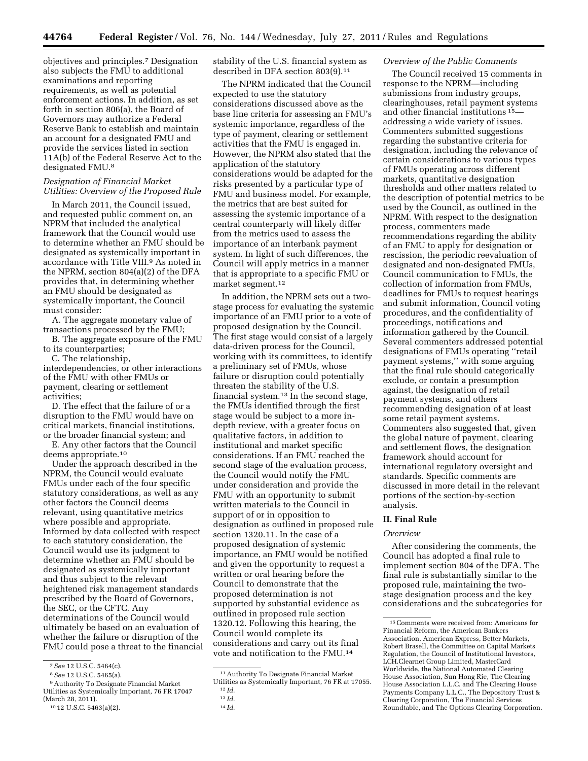objectives and principles.[7] Designation also subjects the FMU to additional examinations and reporting requirements, as well as potential enforcement actions. In addition, as set forth in section 806(a), the Board of Governors may authorize a Federal Reserve Bank to establish and maintain an account for a designated FMU and provide the services listed in section 11A(b) of the Federal Reserve Act to the designated FMU.[8]

*Designation of Financial Market Utilities: Overview of the Proposed Rule*

In March 2011, the Council issued, and requested public comment on, an NPRM that included the analytical framework that the Council would use to determine whether an FMU should be designated as systemically important in accordance with Title VIII.[9] As noted in the NPRM, section 804(a)(2) of the DFA provides that, in determining whether an FMU should be designated as systemically important, the Council must consider:

A. The aggregate monetary value of transactions processed by the FMU;

B. The aggregate exposure of the FMU to its counterparties;

C. The relationship, interdependencies, or other interactions of the FMU with other FMUs or payment, clearing or settlement activities;

D. The effect that the failure of or a disruption to the FMU would have on critical markets, financial institutions, or the broader financial system; and

E. Any other factors that the Council deems appropriate.[10]

Under the approach described in the NPRM, the Council would evaluate FMUs under each of the four specific statutory considerations, as well as any other factors the Council deems relevant, using quantitative metrics where possible and appropriate. Informed by data collected with respect to each statutory consideration, the Council would use its judgment to determine whether an FMU should be designated as systemically important and thus subject to the relevant heightened risk management standards prescribed by the Board of Governors, the SEC, or the CFTC. Any determinations of the Council would ultimately be based on an evaluation of whether the failure or disruption of the FMU could pose a threat to the financial stability of the U.S. financial system as described in DFA section 803(9).[11]

The NPRM indicated that the Council expected to use the statutory considerations discussed above as the base line criteria for assessing an FMU's systemic importance, regardless of the type of payment, clearing or settlement activities that the FMU is engaged in. However, the NPRM also stated that the application of the statutory considerations would be adapted for the risks presented by a particular type of FMU and business model. For example, the metrics that are best suited for assessing the systemic importance of a central counterparty will likely differ from the metrics used to assess the importance of an interbank payment system. In light of such differences, the Council will apply metrics in a manner that is appropriate to a specific FMU or market segment.[12]

In addition, the NPRM sets out a two-stage process for evaluating the systemic importance of an FMU prior to a vote of proposed designation by the Council. The first stage would consist of a largely data-driven process for the Council, working with its committees, to identify a preliminary set of FMUs, whose failure or disruption could potentially threaten the stability of the U.S. financial system.[13] In the second stage, the FMUs identified through the first stage would be subject to a more in-depth review, with a greater focus on qualitative factors, in addition to institutional and market specific considerations. If an FMU reached the second stage of the evaluation process, the Council would notify the FMU under consideration and provide the FMU with an opportunity to submit written materials to the Council in support of or in opposition to designation as outlined in proposed rule section 1320.11. In the case of a proposed designation of systemic importance, an FMU would be notified and given the opportunity to request a written or oral hearing before the Council to demonstrate that the proposed determination is not supported by substantial evidence as outlined in proposed rule section 1320.12. Following this hearing, the Council would complete its considerations and carry out its final vote and notification to the FMU.[14]

*Overview of the Public Comments*

The Council received 15 comments in response to the NPRM—including submissions from industry groups, clearinghouses, retail payment systems and other financial institutions[15]—addressing a wide variety of issues. Commenters submitted suggestions regarding the substantive criteria for designation, including the relevance of certain considerations to various types of FMUs operating across different markets, quantitative designation thresholds and other matters related to the description of potential metrics to be used by the Council, as outlined in the NPRM. With respect to the designation process, commenters made recommendations regarding the ability of an FMU to apply for designation or rescission, the periodic reevaluation of designated and non-designated FMUs, Council communication to FMUs, the collection of information from FMUs, deadlines for FMUs to request hearings and submit information, Council voting procedures, and the confidentiality of proceedings, notifications and information gathered by the Council. Several commenters addressed potential designations of FMUs operating "retail payment systems," with some arguing that the final rule should categorically exclude, or contain a presumption against, the designation of retail payment systems, and others recommending designation of at least some retail payment systems. Commenters also suggested that, given the global nature of payment, clearing and settlement flows, the designation framework should account for international regulatory oversight and standards. Specific comments are discussed in more detail in the relevant portions of the section-by-section analysis.

## II. Final Rule

*Overview*

After considering the comments, the Council has adopted a final rule to implement section 804 of the DFA. The final rule is substantially similar to the proposed rule, maintaining the two-stage designation process and the key considerations and the subcategories for

---

[7] *See* 12 U.S.C. 5464(c).

[8] *See* 12 U.S.C. 5465(a).

[9] Authority To Designate Financial Market Utilities as Systemically Important, 76 FR 17047 (March 28, 2011).

[10] 12 U.S.C. 5463(a)(2).

[11] Authority To Designate Financial Market Utilities as Systemically Important, 76 FR at 17055.

[12] *Id.*

[13] *Id.*

[14] *Id.*

[15] Comments were received from: Americans for Financial Reform, the American Bankers Association, American Express, Better Markets, Robert Brasell, the Committee on Capital Markets Regulation, the Council of Institutional Investors, LCH.Clearnet Group Limited, MasterCard Worldwide, the National Automated Clearing House Association, Sun Hong Rie, The Clearing House Association L.L.C. and The Clearing House Payments Company L.L.C., The Depository Trust & Clearing Corporation, The Financial Services Roundtable, and The Options Clearing Corporation.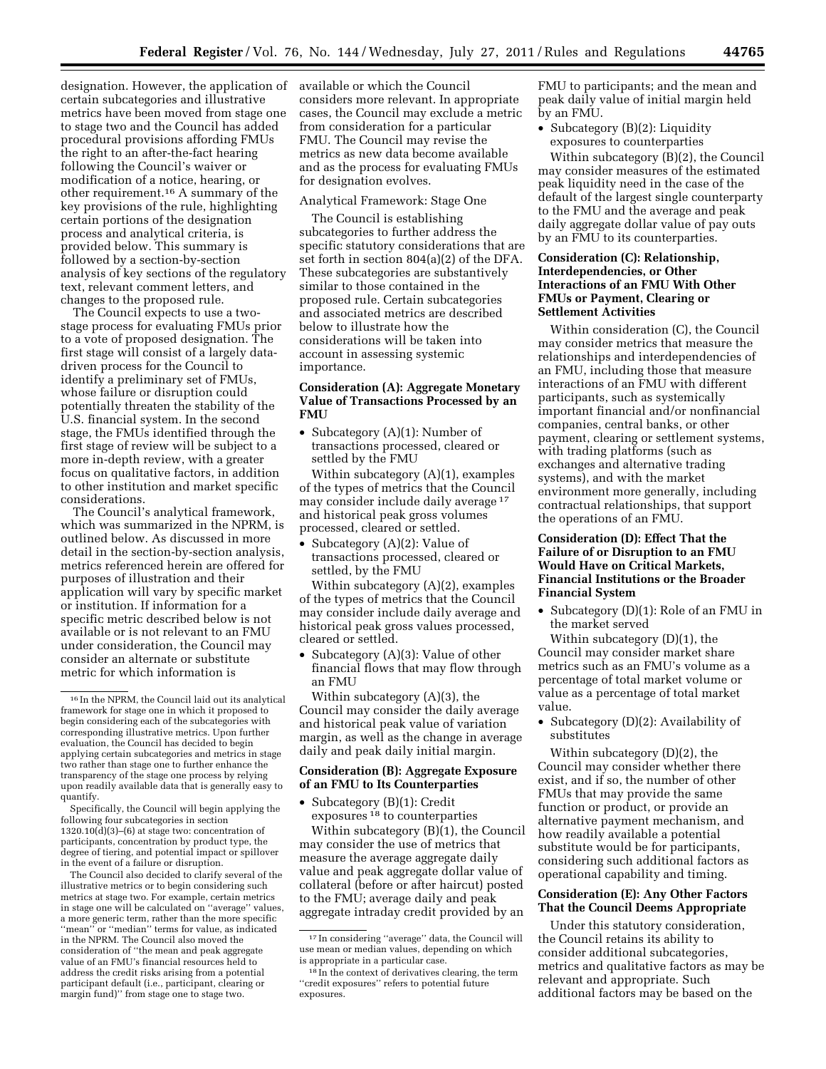designation. However, the application of certain subcategories and illustrative metrics have been moved from stage one to stage two and the Council has added procedural provisions affording FMUs the right to an after-the-fact hearing following the Council's waiver or modification of a notice, hearing, or other requirement.[16] A summary of the key provisions of the rule, highlighting certain portions of the designation process and analytical criteria, is provided below. This summary is followed by a section-by-section analysis of key sections of the regulatory text, relevant comment letters, and changes to the proposed rule.

The Council expects to use a two-stage process for evaluating FMUs prior to a vote of proposed designation. The first stage will consist of a largely data-driven process for the Council to identify a preliminary set of FMUs, whose failure or disruption could potentially threaten the stability of the U.S. financial system. In the second stage, the FMUs identified through the first stage of review will be subject to a more in-depth review, with a greater focus on qualitative factors, in addition to other institution and market specific considerations.

The Council's analytical framework, which was summarized in the NPRM, is outlined below. As discussed in more detail in the section-by-section analysis, metrics referenced herein are offered for purposes of illustration and their application will vary by specific market or institution. If information for a specific metric described below is not available or is not relevant to an FMU under consideration, the Council may consider an alternate or substitute metric for which information is available or which the Council considers more relevant. In appropriate cases, the Council may exclude a metric from consideration for a particular FMU. The Council may revise the metrics as new data become available and as the process for evaluating FMUs for designation evolves.

Analytical Framework: Stage One

The Council is establishing subcategories to further address the specific statutory considerations that are set forth in section 804(a)(2) of the DFA. These subcategories are substantively similar to those contained in the proposed rule. Certain subcategories and associated metrics are described below to illustrate how the considerations will be taken into account in assessing systemic importance.

**Consideration (A): Aggregate Monetary Value of Transactions Processed by an FMU**

- Subcategory (A)(1): Number of transactions processed, cleared or settled by the FMU

Within subcategory (A)(1), examples of the types of metrics that the Council may consider include daily average[17] and historical peak gross volumes processed, cleared or settled.

- Subcategory (A)(2): Value of transactions processed, cleared or settled, by the FMU

Within subcategory (A)(2), examples of the types of metrics that the Council may consider include daily average and historical peak gross values processed, cleared or settled.

- Subcategory (A)(3): Value of other financial flows that may flow through an FMU

Within subcategory (A)(3), the Council may consider the daily average and historical peak value of variation margin, as well as the change in average daily and peak daily initial margin.

**Consideration (B): Aggregate Exposure of an FMU to Its Counterparties**

- Subcategory (B)(1): Credit exposures[18] to counterparties

Within subcategory (B)(1), the Council may consider the use of metrics that measure the average aggregate daily value and peak aggregate dollar value of collateral (before or after haircut) posted to the FMU; average daily and peak aggregate intraday credit provided by an FMU to participants; and the mean and peak daily value of initial margin held by an FMU.

- Subcategory (B)(2): Liquidity exposures to counterparties

Within subcategory (B)(2), the Council may consider measures of the estimated peak liquidity need in the case of the default of the largest single counterparty to the FMU and the average and peak daily aggregate dollar value of pay outs by an FMU to its counterparties.

**Consideration (C): Relationship, Interdependencies, or Other Interactions of an FMU With Other FMUs or Payment, Clearing or Settlement Activities**

Within consideration (C), the Council may consider metrics that measure the relationships and interdependencies of an FMU, including those that measure interactions of an FMU with different participants, such as systemically important financial and/or nonfinancial companies, central banks, or other payment, clearing or settlement systems, with trading platforms (such as exchanges and alternative trading systems), and with the market environment more generally, including contractual relationships, that support the operations of an FMU.

**Consideration (D): Effect That the Failure of or Disruption to an FMU Would Have on Critical Markets, Financial Institutions or the Broader Financial System**

- Subcategory (D)(1): Role of an FMU in the market served

Within subcategory (D)(1), the Council may consider market share metrics such as an FMU's volume as a percentage of total market volume or value as a percentage of total market value.

- Subcategory (D)(2): Availability of substitutes

Within subcategory (D)(2), the Council may consider whether there exist, and if so, the number of other FMUs that may provide the same function or product, or provide an alternative payment mechanism, and how readily available a potential substitute would be for participants, considering such additional factors as operational capability and timing.

**Consideration (E): Any Other Factors That the Council Deems Appropriate**

Under this statutory consideration, the Council retains its ability to consider additional subcategories, metrics and qualitative factors as may be relevant and appropriate. Such additional factors may be based on the

---

[16] In the NPRM, the Council laid out its analytical framework for stage one in which it proposed to begin considering each of the subcategories with corresponding illustrative metrics. Upon further evaluation, the Council has decided to begin applying certain subcategories and metrics in stage two rather than stage one to further enhance the transparency of the stage one process by relying upon readily available data that is generally easy to quantify.

Specifically, the Council will begin applying the following four subcategories in section 1320.10(d)(3)–(6) at stage two: concentration of participants, concentration by product type, the degree of tiering, and potential impact or spillover in the event of a failure or disruption.

The Council also decided to clarify several of the illustrative metrics or to begin considering such metrics at stage two. For example, certain metrics in stage one will be calculated on "average" values, a more generic term, rather than the more specific "mean" or "median" terms for value, as indicated in the NPRM. The Council also moved the consideration of "the mean and peak aggregate value of an FMU's financial resources held to address the credit risks arising from a potential participant default (i.e., participant, clearing or margin fund)" from stage one to stage two.

[17] In considering "average" data, the Council will use mean or median values, depending on which is appropriate in a particular case.

[18] In the context of derivatives clearing, the term "credit exposures" refers to potential future exposures.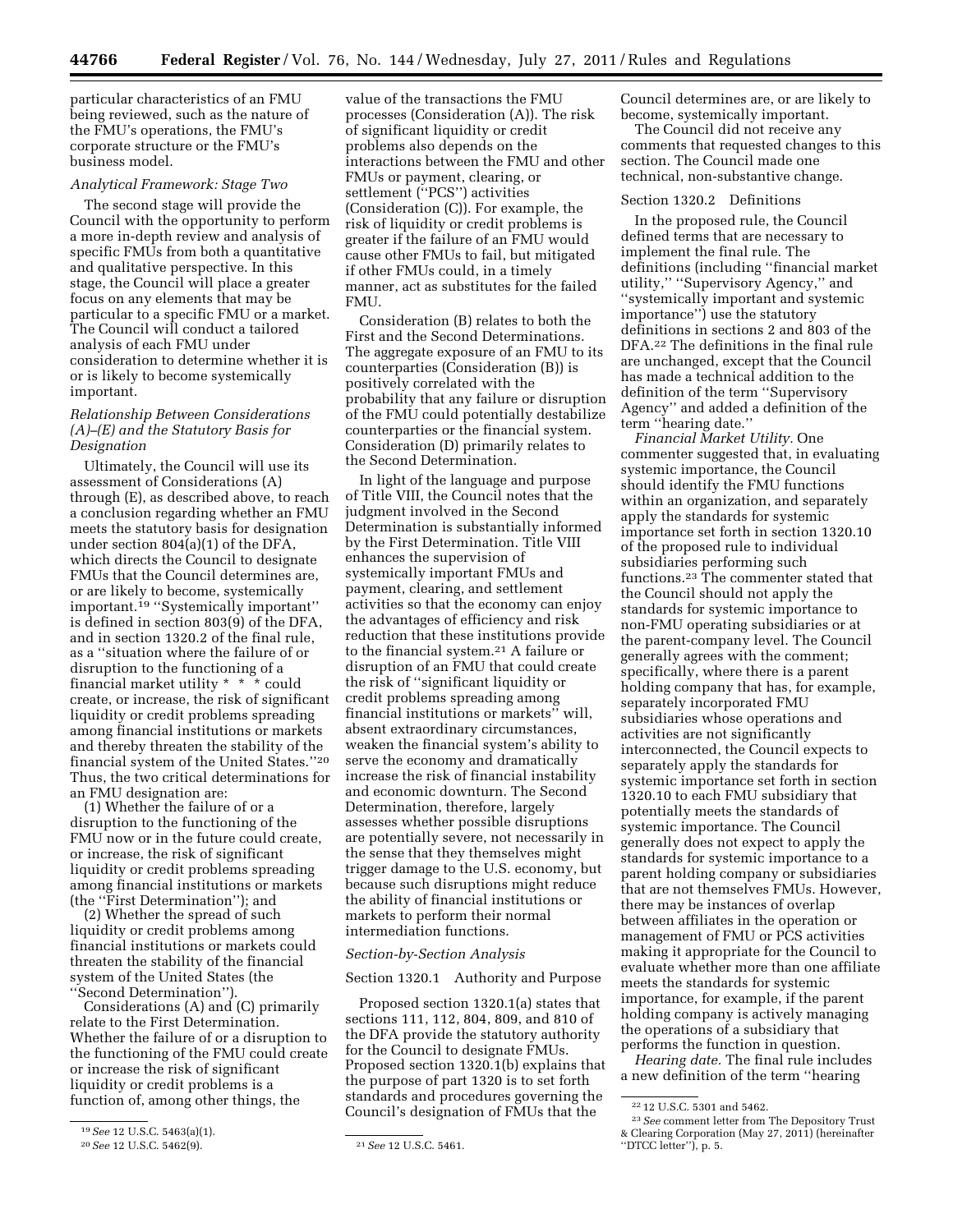particular characteristics of an FMU being reviewed, such as the nature of the FMU's operations, the FMU's corporate structure or the FMU's business model.

*Analytical Framework: Stage Two*

The second stage will provide the Council with the opportunity to perform a more in-depth review and analysis of specific FMUs from both a quantitative and qualitative perspective. In this stage, the Council will place a greater focus on any elements that may be particular to a specific FMU or a market. The Council will conduct a tailored analysis of each FMU under consideration to determine whether it is or is likely to become systemically important.

*Relationship Between Considerations (A)–(E) and the Statutory Basis for Designation*

Ultimately, the Council will use its assessment of Considerations (A) through (E), as described above, to reach a conclusion regarding whether an FMU meets the statutory basis for designation under section 804(a)(1) of the DFA, which directs the Council to designate FMUs that the Council determines are, or are likely to become, systemically important.[19] ''Systemically important'' is defined in section 803(9) of the DFA, and in section 1320.2 of the final rule, as a ''situation where the failure of or disruption to the functioning of a financial market utility * * * could create, or increase, the risk of significant liquidity or credit problems spreading among financial institutions or markets and thereby threaten the stability of the financial system of the United States.''[20] Thus, the two critical determinations for an FMU designation are:

(1) Whether the failure of or a disruption to the functioning of the FMU now or in the future could create, or increase, the risk of significant liquidity or credit problems spreading among financial institutions or markets (the ''First Determination''); and

(2) Whether the spread of such liquidity or credit problems among financial institutions or markets could threaten the stability of the financial system of the United States (the ''Second Determination'').

Considerations (A) and (C) primarily relate to the First Determination. Whether the failure of or a disruption to the functioning of the FMU could create or increase the risk of significant liquidity or credit problems is a function of, among other things, the value of the transactions the FMU processes (Consideration (A)). The risk of significant liquidity or credit problems also depends on the interactions between the FMU and other FMUs or payment, clearing, or settlement (''PCS'') activities (Consideration (C)). For example, the risk of liquidity or credit problems is greater if the failure of an FMU would cause other FMUs to fail, but mitigated if other FMUs could, in a timely manner, act as substitutes for the failed FMU.

Consideration (B) relates to both the First and the Second Determinations. The aggregate exposure of an FMU to its counterparties (Consideration (B)) is positively correlated with the probability that any failure or disruption of the FMU could potentially destabilize counterparties or the financial system. Consideration (D) primarily relates to the Second Determination.

In light of the language and purpose of Title VIII, the Council notes that the judgment involved in the Second Determination is substantially informed by the First Determination. Title VIII enhances the supervision of systemically important FMUs and payment, clearing, and settlement activities so that the economy can enjoy the advantages of efficiency and risk reduction that these institutions provide to the financial system.[21] A failure or disruption of an FMU that could create the risk of ''significant liquidity or credit problems spreading among financial institutions or markets'' will, absent extraordinary circumstances, weaken the financial system's ability to serve the economy and dramatically increase the risk of financial instability and economic downturn. The Second Determination, therefore, largely assesses whether possible disruptions are potentially severe, not necessarily in the sense that they themselves might trigger damage to the U.S. economy, but because such disruptions might reduce the ability of financial institutions or markets to perform their normal intermediation functions.

*Section-by-Section Analysis*

Section 1320.1 Authority and Purpose

Proposed section 1320.1(a) states that sections 111, 112, 804, 809, and 810 of the DFA provide the statutory authority for the Council to designate FMUs. Proposed section 1320.1(b) explains that the purpose of part 1320 is to set forth standards and procedures governing the Council's designation of FMUs that the Council determines are, or are likely to become, systemically important.

The Council did not receive any comments that requested changes to this section. The Council made one technical, non-substantive change.

Section 1320.2 Definitions

In the proposed rule, the Council defined terms that are necessary to implement the final rule. The definitions (including ''financial market utility,'' ''Supervisory Agency,'' and ''systemically important and systemic importance'') use the statutory definitions in sections 2 and 803 of the DFA.[22] The definitions in the final rule are unchanged, except that the Council has made a technical addition to the definition of the term ''Supervisory Agency'' and added a definition of the term ''hearing date.''

*Financial Market Utility.* One commenter suggested that, in evaluating systemic importance, the Council should identify the FMU functions within an organization, and separately apply the standards for systemic importance set forth in section 1320.10 of the proposed rule to individual subsidiaries performing such functions.[23] The commenter stated that the Council should not apply the standards for systemic importance to non-FMU operating subsidiaries or at the parent-company level. The Council generally agrees with the comment; specifically, where there is a parent holding company that has, for example, separately incorporated FMU subsidiaries whose operations and activities are not significantly interconnected, the Council expects to separately apply the standards for systemic importance set forth in section 1320.10 to each FMU subsidiary that potentially meets the standards of systemic importance. The Council generally does not expect to apply the standards for systemic importance to a parent holding company or subsidiaries that are not themselves FMUs. However, there may be instances of overlap between affiliates in the operation or management of FMU or PCS activities making it appropriate for the Council to evaluate whether more than one affiliate meets the standards for systemic importance, for example, if the parent holding company is actively managing the operations of a subsidiary that performs the function in question.

*Hearing date.* The final rule includes a new definition of the term ''hearing

[19] *See* 12 U.S.C. 5463(a)(1).

[20] *See* 12 U.S.C. 5462(9).

[21] *See* 12 U.S.C. 5461.

[22] 12 U.S.C. 5301 and 5462.

[23] *See* comment letter from The Depository Trust & Clearing Corporation (May 27, 2011) (hereinafter ''DTCC letter''), p. 5.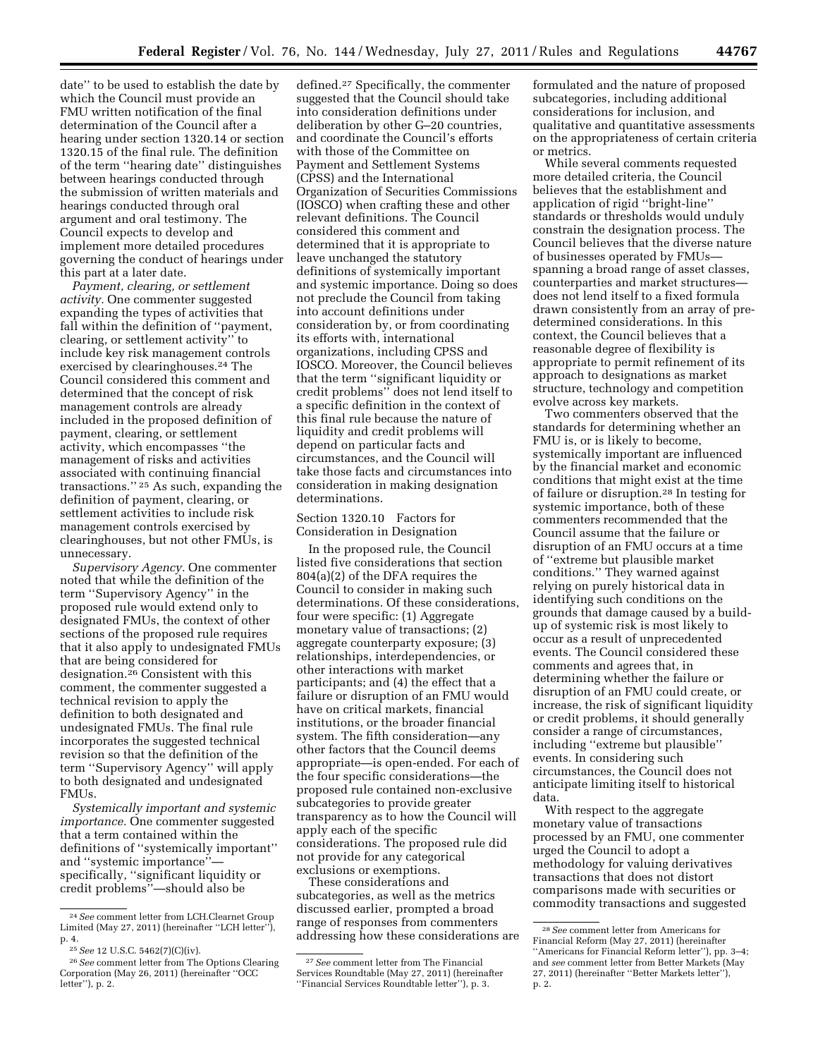date'' to be used to establish the date by which the Council must provide an FMU written notification of the final determination of the Council after a hearing under section 1320.14 or section 1320.15 of the final rule. The definition of the term ''hearing date'' distinguishes between hearings conducted through the submission of written materials and hearings conducted through oral argument and oral testimony. The Council expects to develop and implement more detailed procedures governing the conduct of hearings under this part at a later date.

*Payment, clearing, or settlement activity.* One commenter suggested expanding the types of activities that fall within the definition of ''payment, clearing, or settlement activity'' to include key risk management controls exercised by clearinghouses.[24] The Council considered this comment and determined that the concept of risk management controls are already included in the proposed definition of payment, clearing, or settlement activity, which encompasses ''the management of risks and activities associated with continuing financial transactions.'' [25] As such, expanding the definition of payment, clearing, or settlement activities to include risk management controls exercised by clearinghouses, but not other FMUs, is unnecessary.

*Supervisory Agency.* One commenter noted that while the definition of the term ''Supervisory Agency'' in the proposed rule would extend only to designated FMUs, the context of other sections of the proposed rule requires that it also apply to undesignated FMUs that are being considered for designation.[26] Consistent with this comment, the commenter suggested a technical revision to apply the definition to both designated and undesignated FMUs. The final rule incorporates the suggested technical revision so that the definition of the term ''Supervisory Agency'' will apply to both designated and undesignated FMUs.

*Systemically important and systemic importance.* One commenter suggested that a term contained within the definitions of ''systemically important'' and ''systemic importance''—specifically, ''significant liquidity or credit problems''—should also be defined.[27] Specifically, the commenter suggested that the Council should take into consideration definitions under deliberation by other G–20 countries, and coordinate the Council's efforts with those of the Committee on Payment and Settlement Systems (CPSS) and the International Organization of Securities Commissions (IOSCO) when crafting these and other relevant definitions. The Council considered this comment and determined that it is appropriate to leave unchanged the statutory definitions of systemically important and systemic importance. Doing so does not preclude the Council from taking into account definitions under consideration by, or from coordinating its efforts with, international organizations, including CPSS and IOSCO. Moreover, the Council believes that the term ''significant liquidity or credit problems'' does not lend itself to a specific definition in the context of this final rule because the nature of liquidity and credit problems will depend on particular facts and circumstances, and the Council will take those facts and circumstances into consideration in making designation determinations.

## Section 1320.10 Factors for Consideration in Designation

In the proposed rule, the Council listed five considerations that section 804(a)(2) of the DFA requires the Council to consider in making such determinations. Of these considerations, four were specific: (1) Aggregate monetary value of transactions; (2) aggregate counterparty exposure; (3) relationships, interdependencies, or other interactions with market participants; and (4) the effect that a failure or disruption of an FMU would have on critical markets, financial institutions, or the broader financial system. The fifth consideration—any other factors that the Council deems appropriate—is open-ended. For each of the four specific considerations—the proposed rule contained non-exclusive subcategories to provide greater transparency as to how the Council will apply each of the specific considerations. The proposed rule did not provide for any categorical exclusions or exemptions.

These considerations and subcategories, as well as the metrics discussed earlier, prompted a broad range of responses from commenters addressing how these considerations are formulated and the nature of proposed subcategories, including additional considerations for inclusion, and qualitative and quantitative assessments on the appropriateness of certain criteria or metrics.

While several comments requested more detailed criteria, the Council believes that the establishment and application of rigid ''bright-line'' standards or thresholds would unduly constrain the designation process. The Council believes that the diverse nature of businesses operated by FMUs—spanning a broad range of asset classes, counterparties and market structures—does not lend itself to a fixed formula drawn consistently from an array of pre-determined considerations. In this context, the Council believes that a reasonable degree of flexibility is appropriate to permit refinement of its approach to designations as market structure, technology and competition evolve across key markets.

Two commenters observed that the standards for determining whether an FMU is, or is likely to become, systemically important are influenced by the financial market and economic conditions that might exist at the time of failure or disruption.[28] In testing for systemic importance, both of these commenters recommended that the Council assume that the failure or disruption of an FMU occurs at a time of ''extreme but plausible market conditions.'' They warned against relying on purely historical data in identifying such conditions on the grounds that damage caused by a build-up of systemic risk is most likely to occur as a result of unprecedented events. The Council considered these comments and agrees that, in determining whether the failure or disruption of an FMU could create, or increase, the risk of significant liquidity or credit problems, it should generally consider a range of circumstances, including ''extreme but plausible'' events. In considering such circumstances, the Council does not anticipate limiting itself to historical data.

With respect to the aggregate monetary value of transactions processed by an FMU, one commenter urged the Council to adopt a methodology for valuing derivatives transactions that does not distort comparisons made with securities or commodity transactions and suggested

---

[24] *See* comment letter from LCH.Clearnet Group Limited (May 27, 2011) (hereinafter ''LCH letter''), p. 4.

[25] *See* 12 U.S.C. 5462(7)(C)(iv).

[26] *See* comment letter from The Options Clearing Corporation (May 26, 2011) (hereinafter ''OCC letter''), p. 2.

[27] *See* comment letter from The Financial Services Roundtable (May 27, 2011) (hereinafter ''Financial Services Roundtable letter''), p. 3.

[28] *See* comment letter from Americans for Financial Reform (May 27, 2011) (hereinafter ''Americans for Financial Reform letter''), pp. 3–4; and *see* comment letter from Better Markets (May 27, 2011) (hereinafter ''Better Markets letter''), p. 2.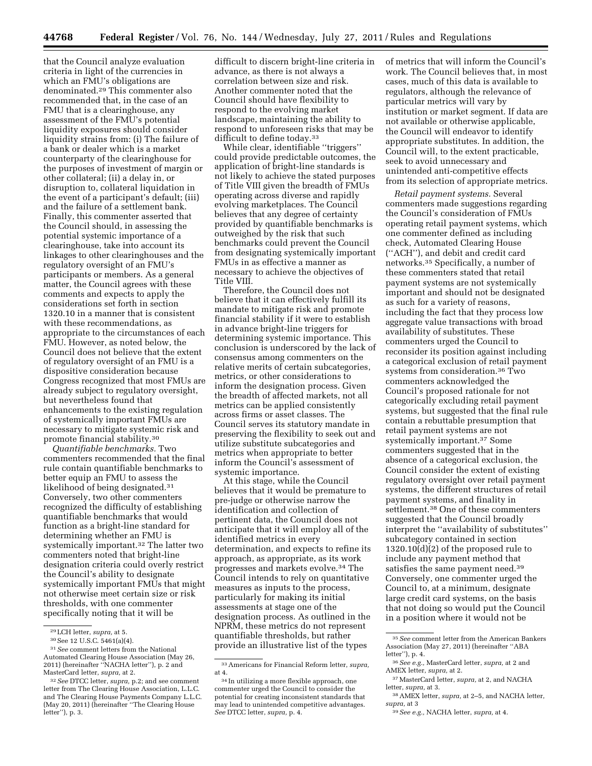that the Council analyze evaluation criteria in light of the currencies in which an FMU's obligations are denominated.[29] This commenter also recommended that, in the case of an FMU that is a clearinghouse, any assessment of the FMU's potential liquidity exposures should consider liquidity strains from: (i) The failure of a bank or dealer which is a market counterparty of the clearinghouse for the purposes of investment of margin or other collateral; (ii) a delay in, or disruption to, collateral liquidation in the event of a participant's default; (iii) and the failure of a settlement bank. Finally, this commenter asserted that the Council should, in assessing the potential systemic importance of a clearinghouse, take into account its linkages to other clearinghouses and the regulatory oversight of an FMU's participants or members. As a general matter, the Council agrees with these comments and expects to apply the considerations set forth in section 1320.10 in a manner that is consistent with these recommendations, as appropriate to the circumstances of each FMU. However, as noted below, the Council does not believe that the extent of regulatory oversight of an FMU is a dispositive consideration because Congress recognized that most FMUs are already subject to regulatory oversight, but nevertheless found that enhancements to the existing regulation of systemically important FMUs are necessary to mitigate systemic risk and promote financial stability.[30]

*Quantifiable benchmarks.* Two commenters recommended that the final rule contain quantifiable benchmarks to better equip an FMU to assess the likelihood of being designated.[31] Conversely, two other commenters recognized the difficulty of establishing quantifiable benchmarks that would function as a bright-line standard for determining whether an FMU is systemically important.[32] The latter two commenters noted that bright-line designation criteria could overly restrict the Council's ability to designate systemically important FMUs that might not otherwise meet certain size or risk thresholds, with one commenter specifically noting that it will be difficult to discern bright-line criteria in advance, as there is not always a correlation between size and risk. Another commenter noted that the Council should have flexibility to respond to the evolving market landscape, maintaining the ability to respond to unforeseen risks that may be difficult to define today.[33]

While clear, identifiable "triggers" could provide predictable outcomes, the application of bright-line standards is not likely to achieve the stated purposes of Title VIII given the breadth of FMUs operating across diverse and rapidly evolving marketplaces. The Council believes that any degree of certainty provided by quantifiable benchmarks is outweighed by the risk that such benchmarks could prevent the Council from designating systemically important FMUs in as effective a manner as necessary to achieve the objectives of Title VIII.

Therefore, the Council does not believe that it can effectively fulfill its mandate to mitigate risk and promote financial stability if it were to establish in advance bright-line triggers for determining systemic importance. This conclusion is underscored by the lack of consensus among commenters on the relative merits of certain subcategories, metrics, or other considerations to inform the designation process. Given the breadth of affected markets, not all metrics can be applied consistently across firms or asset classes. The Council serves its statutory mandate in preserving the flexibility to seek out and utilize substitute subcategories and metrics when appropriate to better inform the Council's assessment of systemic importance.

At this stage, while the Council believes that it would be premature to pre-judge or otherwise narrow the identification and collection of pertinent data, the Council does not anticipate that it will employ all of the identified metrics in every determination, and expects to refine its approach, as appropriate, as its work progresses and markets evolve.[34] The Council intends to rely on quantitative measures as inputs to the process, particularly for making its initial assessments at stage one of the designation process. As outlined in the NPRM, these metrics do not represent quantifiable thresholds, but rather provide an illustrative list of the types of metrics that will inform the Council's work. The Council believes that, in most cases, much of this data is available to regulators, although the relevance of particular metrics will vary by institution or market segment. If data are not available or otherwise applicable, the Council will endeavor to identify appropriate substitutes. In addition, the Council will, to the extent practicable, seek to avoid unnecessary and unintended anti-competitive effects from its selection of appropriate metrics.

*Retail payment systems.* Several commenters made suggestions regarding the Council's consideration of FMUs operating retail payment systems, which one commenter defined as including check, Automated Clearing House ("ACH"), and debit and credit card networks.[35] Specifically, a number of these commenters stated that retail payment systems are not systemically important and should not be designated as such for a variety of reasons, including the fact that they process low aggregate value transactions with broad availability of substitutes. These commenters urged the Council to reconsider its position against including a categorical exclusion of retail payment systems from consideration.[36] Two commenters acknowledged the Council's proposed rationale for not categorically excluding retail payment systems, but suggested that the final rule contain a rebuttable presumption that retail payment systems are not systemically important.[37] Some commenters suggested that in the absence of a categorical exclusion, the Council consider the extent of existing regulatory oversight over retail payment systems, the different structures of retail payment systems, and finality in settlement.[38] One of these commenters suggested that the Council broadly interpret the "availability of substitutes" subcategory contained in section 1320.10(d)(2) of the proposed rule to include any payment method that satisfies the same payment need.[39] Conversely, one commenter urged the Council to, at a minimum, designate large credit card systems, on the basis that not doing so would put the Council in a position where it would not be

---

[29] LCH letter, *supra,* at 5.

[30] See 12 U.S.C. 5461(a)(4).

[31] *See* comment letters from the National Automated Clearing House Association (May 26, 2011) (hereinafter "NACHA letter"), p. 2 and MasterCard letter, *supra,* at 2.

[32] *See* DTCC letter, *supra,* p.2; and see comment letter from The Clearing House Association, L.L.C. and The Clearing House Payments Company L.L.C. (May 20, 2011) (hereinafter "The Clearing House letter"), p. 3.

[33] Americans for Financial Reform letter, *supra,* at 4.

[34] In utilizing a more flexible approach, one commenter urged the Council to consider the potential for creating inconsistent standards that may lead to unintended competitive advantages. *See* DTCC letter, *supra,* p. 4.

[35] *See* comment letter from the American Bankers Association (May 27, 2011) (hereinafter "ABA letter"), p. 4.

[36] *See e.g.,* MasterCard letter, *supra,* at 2 and AMEX letter, *supra,* at 2.

[37] MasterCard letter, *supra,* at 2, and NACHA letter, *supra,* at 3.

[38] AMEX letter, *supra,* at 2–5, and NACHA letter, *supra,* at 3

[39] *See e.g.,* NACHA letter, *supra,* at 4.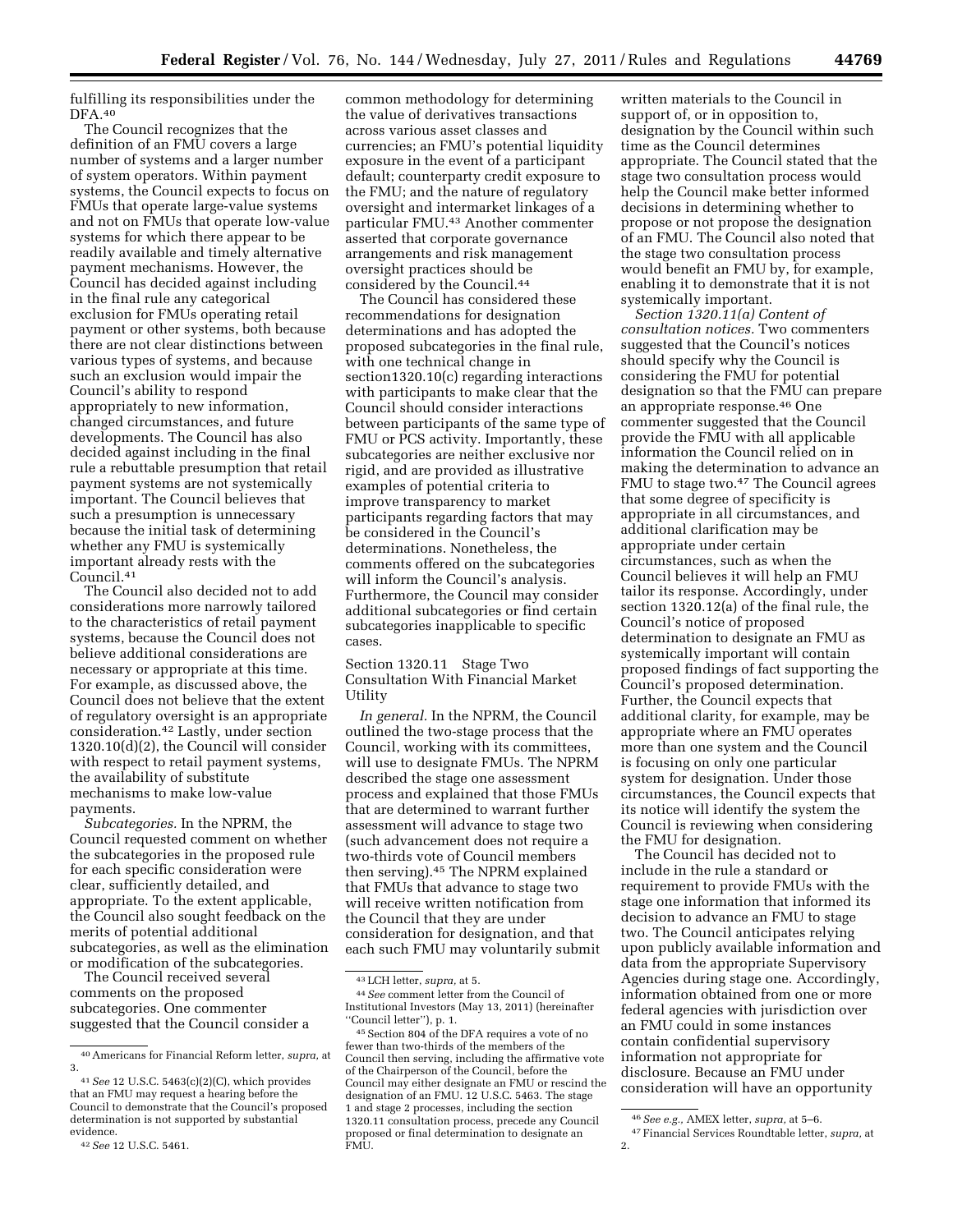fulfilling its responsibilities under the DFA.[40]

The Council recognizes that the definition of an FMU covers a large number of systems and a larger number of system operators. Within payment systems, the Council expects to focus on FMUs that operate large-value systems and not on FMUs that operate low-value systems for which there appear to be readily available and timely alternative payment mechanisms. However, the Council has decided against including in the final rule any categorical exclusion for FMUs operating retail payment or other systems, both because there are not clear distinctions between various types of systems, and because such an exclusion would impair the Council's ability to respond appropriately to new information, changed circumstances, and future developments. The Council has also decided against including in the final rule a rebuttable presumption that retail payment systems are not systemically important. The Council believes that such a presumption is unnecessary because the initial task of determining whether any FMU is systemically important already rests with the Council.[41]

The Council also decided not to add considerations more narrowly tailored to the characteristics of retail payment systems, because the Council does not believe additional considerations are necessary or appropriate at this time. For example, as discussed above, the Council does not believe that the extent of regulatory oversight is an appropriate consideration.[42] Lastly, under section 1320.10(d)(2), the Council will consider with respect to retail payment systems, the availability of substitute mechanisms to make low-value payments.

*Subcategories.* In the NPRM, the Council requested comment on whether the subcategories in the proposed rule for each specific consideration were clear, sufficiently detailed, and appropriate. To the extent applicable, the Council also sought feedback on the merits of potential additional subcategories, as well as the elimination or modification of the subcategories.

The Council received several comments on the proposed subcategories. One commenter suggested that the Council consider a common methodology for determining the value of derivatives transactions across various asset classes and currencies; an FMU's potential liquidity exposure in the event of a participant default; counterparty credit exposure to the FMU; and the nature of regulatory oversight and intermarket linkages of a particular FMU.[43] Another commenter asserted that corporate governance arrangements and risk management oversight practices should be considered by the Council.[44]

The Council has considered these recommendations for designation determinations and has adopted the proposed subcategories in the final rule, with one technical change in section1320.10(c) regarding interactions with participants to make clear that the Council should consider interactions between participants of the same type of FMU or PCS activity. Importantly, these subcategories are neither exclusive nor rigid, and are provided as illustrative examples of potential criteria to improve transparency to market participants regarding factors that may be considered in the Council's determinations. Nonetheless, the comments offered on the subcategories will inform the Council's analysis. Furthermore, the Council may consider additional subcategories or find certain subcategories inapplicable to specific cases.

## Section 1320.11 Stage Two Consultation With Financial Market Utility

*In general.* In the NPRM, the Council outlined the two-stage process that the Council, working with its committees, will use to designate FMUs. The NPRM described the stage one assessment process and explained that those FMUs that are determined to warrant further assessment will advance to stage two (such advancement does not require a two-thirds vote of Council members then serving).[45] The NPRM explained that FMUs that advance to stage two will receive written notification from the Council that they are under consideration for designation, and that each such FMU may voluntarily submit written materials to the Council in support of, or in opposition to, designation by the Council within such time as the Council determines appropriate. The Council stated that the stage two consultation process would help the Council make better informed decisions in determining whether to propose or not propose the designation of an FMU. The Council also noted that the stage two consultation process would benefit an FMU by, for example, enabling it to demonstrate that it is not systemically important.

*Section 1320.11(a) Content of consultation notices.* Two commenters suggested that the Council's notices should specify why the Council is considering the FMU for potential designation so that the FMU can prepare an appropriate response.[46] One commenter suggested that the Council provide the FMU with all applicable information the Council relied on in making the determination to advance an FMU to stage two.[47] The Council agrees that some degree of specificity is appropriate in all circumstances, and additional clarification may be appropriate under certain circumstances, such as when the Council believes it will help an FMU tailor its response. Accordingly, under section 1320.12(a) of the final rule, the Council's notice of proposed determination to designate an FMU as systemically important will contain proposed findings of fact supporting the Council's proposed determination. Further, the Council expects that additional clarity, for example, may be appropriate where an FMU operates more than one system and the Council is focusing on only one particular system for designation. Under those circumstances, the Council expects that its notice will identify the system the Council is reviewing when considering the FMU for designation.

The Council has decided not to include in the rule a standard or requirement to provide FMUs with the stage one information that informed its decision to advance an FMU to stage two. The Council anticipates relying upon publicly available information and data from the appropriate Supervisory Agencies during stage one. Accordingly, information obtained from one or more federal agencies with jurisdiction over an FMU could in some instances contain confidential supervisory information not appropriate for disclosure. Because an FMU under consideration will have an opportunity

---

[40] Americans for Financial Reform letter, *supra,* at 3.

[41] *See* 12 U.S.C. 5463(c)(2)(C), which provides that an FMU may request a hearing before the Council to demonstrate that the Council's proposed determination is not supported by substantial evidence.

[42] *See* 12 U.S.C. 5461.

[43] LCH letter, *supra,* at 5.

[44] *See* comment letter from the Council of Institutional Investors (May 13, 2011) (hereinafter "Council letter"), p. 1.

[45] Section 804 of the DFA requires a vote of no fewer than two-thirds of the members of the Council then serving, including the affirmative vote of the Chairperson of the Council, before the Council may either designate an FMU or rescind the designation of an FMU. 12 U.S.C. 5463. The stage 1 and stage 2 processes, including the section 1320.11 consultation process, precede any Council proposed or final determination to designate an FMU.

[46] *See e.g.,* AMEX letter, *supra,* at 5–6.

[47] Financial Services Roundtable letter, *supra,* at 2.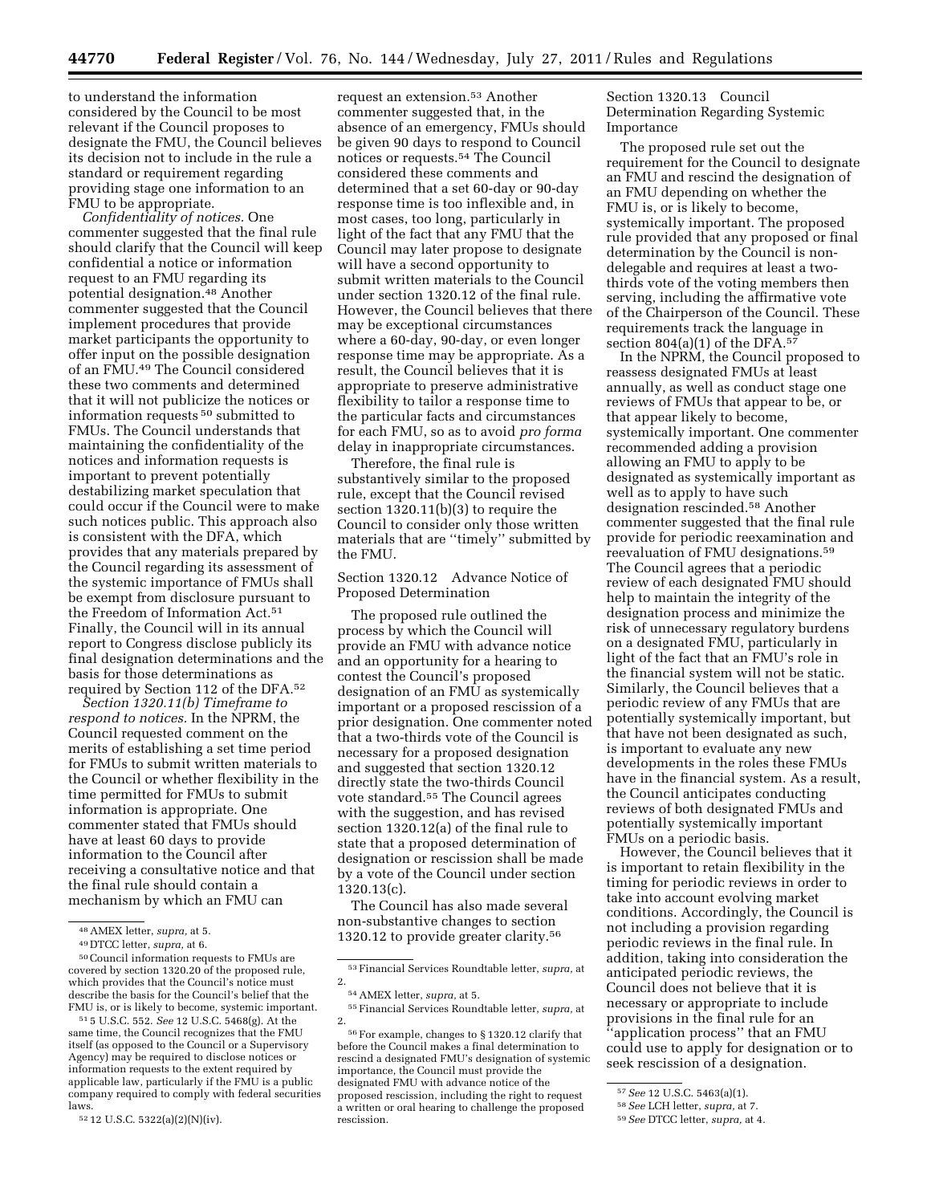to understand the information considered by the Council to be most relevant if the Council proposes to designate the FMU, the Council believes its decision not to include in the rule a standard or requirement regarding providing stage one information to an FMU to be appropriate.

*Confidentiality of notices.* One commenter suggested that the final rule should clarify that the Council will keep confidential a notice or information request to an FMU regarding its potential designation.[48] Another commenter suggested that the Council implement procedures that provide market participants the opportunity to offer input on the possible designation of an FMU.[49] The Council considered these two comments and determined that it will not publicize the notices or information requests[50] submitted to FMUs. The Council understands that maintaining the confidentiality of the notices and information requests is important to prevent potentially destabilizing market speculation that could occur if the Council were to make such notices public. This approach also is consistent with the DFA, which provides that any materials prepared by the Council regarding its assessment of the systemic importance of FMUs shall be exempt from disclosure pursuant to the Freedom of Information Act.[51] Finally, the Council will in its annual report to Congress disclose publicly its final designation determinations and the basis for those determinations as required by Section 112 of the DFA.[52]

*Section 1320.11(b) Timeframe to respond to notices.* In the NPRM, the Council requested comment on the merits of establishing a set time period for FMUs to submit written materials to the Council or whether flexibility in the time permitted for FMUs to submit information is appropriate. One commenter stated that FMUs should have at least 60 days to provide information to the Council after receiving a consultative notice and that the final rule should contain a mechanism by which an FMU can request an extension.[53] Another commenter suggested that, in the absence of an emergency, FMUs should be given 90 days to respond to Council notices or requests.[54] The Council considered these comments and determined that a set 60-day or 90-day response time is too inflexible and, in most cases, too long, particularly in light of the fact that any FMU that the Council may later propose to designate will have a second opportunity to submit written materials to the Council under section 1320.12 of the final rule. However, the Council believes that there may be exceptional circumstances where a 60-day, 90-day, or even longer response time may be appropriate. As a result, the Council believes that it is appropriate to preserve administrative flexibility to tailor a response time to the particular facts and circumstances for each FMU, so as to avoid *pro forma* delay in inappropriate circumstances.

Therefore, the final rule is substantively similar to the proposed rule, except that the Council revised section 1320.11(b)(3) to require the Council to consider only those written materials that are "timely" submitted by the FMU.

Section 1320.12 Advance Notice of Proposed Determination

The proposed rule outlined the process by which the Council will provide an FMU with advance notice and an opportunity for a hearing to contest the Council's proposed designation of an FMU as systemically important or a proposed rescission of a prior designation. One commenter noted that a two-thirds vote of the Council is necessary for a proposed designation and suggested that section 1320.12 directly state the two-thirds Council vote standard.[55] The Council agrees with the suggestion, and has revised section 1320.12(a) of the final rule to state that a proposed determination of designation or rescission shall be made by a vote of the Council under section 1320.13(c).

The Council has also made several non-substantive changes to section 1320.12 to provide greater clarity.[56]

Section 1320.13 Council Determination Regarding Systemic Importance

The proposed rule set out the requirement for the Council to designate an FMU and rescind the designation of an FMU depending on whether the FMU is, or is likely to become, systemically important. The proposed rule provided that any proposed or final determination by the Council is non-delegable and requires at least a two-thirds vote of the voting members then serving, including the affirmative vote of the Chairperson of the Council. These requirements track the language in section 804(a)(1) of the DFA.[57]

In the NPRM, the Council proposed to reassess designated FMUs at least annually, as well as conduct stage one reviews of FMUs that appear to be, or that appear likely to become, systemically important. One commenter recommended adding a provision allowing an FMU to apply to be designated as systemically important as well as to apply to have such designation rescinded.[58] Another commenter suggested that the final rule provide for periodic reexamination and reevaluation of FMU designations.[59] The Council agrees that a periodic review of each designated FMU should help to maintain the integrity of the designation process and minimize the risk of unnecessary regulatory burdens on a designated FMU, particularly in light of the fact that an FMU's role in the financial system will not be static. Similarly, the Council believes that a periodic review of any FMUs that are potentially systemically important, but that have not been designated as such, is important to evaluate any new developments in the roles these FMUs have in the financial system. As a result, the Council anticipates conducting reviews of both designated FMUs and potentially systemically important FMUs on a periodic basis.

However, the Council believes that it is important to retain flexibility in the timing for periodic reviews in order to take into account evolving market conditions. Accordingly, the Council is not including a provision regarding periodic reviews in the final rule. In addition, taking into consideration the anticipated periodic reviews, the Council does not believe that it is necessary or appropriate to include provisions in the final rule for an "application process" that an FMU could use to apply for designation or to seek rescission of a designation.

---

[48] AMEX letter, *supra,* at 5.

[49] DTCC letter, *supra,* at 6.

[50] Council information requests to FMUs are covered by section 1320.20 of the proposed rule, which provides that the Council's notice must describe the basis for the Council's belief that the FMU is, or is likely to become, systemic important.

[51] 5 U.S.C. 552. *See* 12 U.S.C. 5468(g). At the same time, the Council recognizes that the FMU itself (as opposed to the Council or a Supervisory Agency) may be required to disclose notices or information requests to the extent required by applicable law, particularly if the FMU is a public company required to comply with federal securities laws.

[52] 12 U.S.C. 5322(a)(2)(N)(iv).

[53] Financial Services Roundtable letter, *supra,* at 2.

[54] AMEX letter, *supra,* at 5.

[55] Financial Services Roundtable letter, *supra,* at 2.

[56] For example, changes to § 1320.12 clarify that before the Council makes a final determination to rescind a designated FMU's designation of systemic importance, the Council must provide the designated FMU with advance notice of the proposed rescission, including the right to request a written or oral hearing to challenge the proposed rescission.

[57] *See* 12 U.S.C. 5463(a)(1).

[58] *See* LCH letter, *supra,* at 7.

[59] *See* DTCC letter, *supra,* at 4.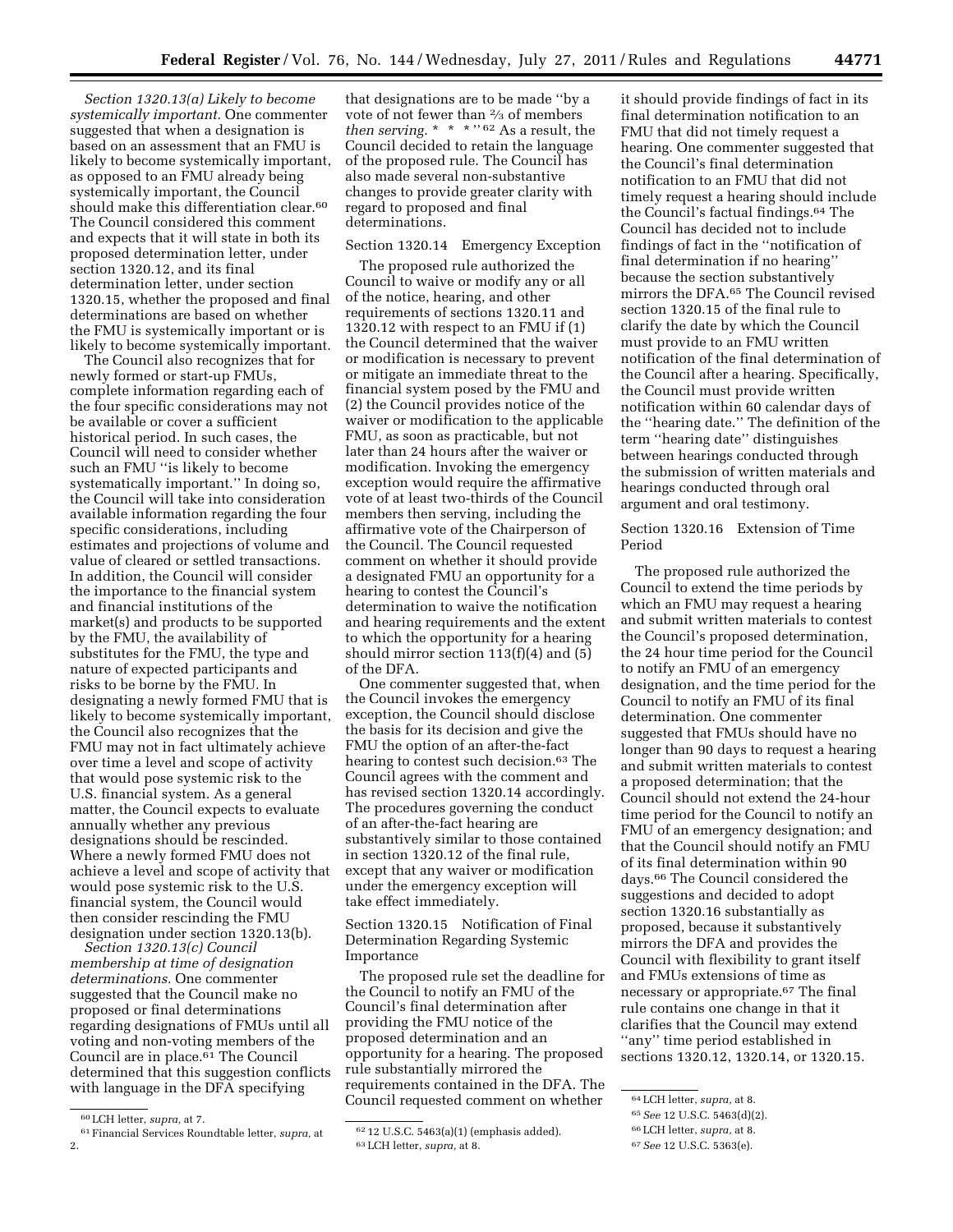*Section 1320.13(a) Likely to become systemically important.* One commenter suggested that when a designation is based on an assessment that an FMU is likely to become systemically important, as opposed to an FMU already being systemically important, the Council should make this differentiation clear.[60] The Council considered this comment and expects that it will state in both its proposed determination letter, under section 1320.12, and its final determination letter, under section 1320.15, whether the proposed and final determinations are based on whether the FMU is systemically important or is likely to become systemically important.

The Council also recognizes that for newly formed or start-up FMUs, complete information regarding each of the four specific considerations may not be available or cover a sufficient historical period. In such cases, the Council will need to consider whether such an FMU ''is likely to become systematically important.'' In doing so, the Council will take into consideration available information regarding the four specific considerations, including estimates and projections of volume and value of cleared or settled transactions. In addition, the Council will consider the importance to the financial system and financial institutions of the market(s) and products to be supported by the FMU, the availability of substitutes for the FMU, the type and nature of expected participants and risks to be borne by the FMU. In designating a newly formed FMU that is likely to become systemically important, the Council also recognizes that the FMU may not in fact ultimately achieve over time a level and scope of activity that would pose systemic risk to the U.S. financial system. As a general matter, the Council expects to evaluate annually whether any previous designations should be rescinded. Where a newly formed FMU does not achieve a level and scope of activity that would pose systemic risk to the U.S. financial system, the Council would then consider rescinding the FMU designation under section 1320.13(b).

*Section 1320.13(c) Council membership at time of designation determinations.* One commenter suggested that the Council make no proposed or final determinations regarding designations of FMUs until all voting and non-voting members of the Council are in place.[61] The Council determined that this suggestion conflicts with language in the DFA specifying that designations are to be made ''by a vote of not fewer than ⅔ of members *then serving.* * * * ''[62] As a result, the Council decided to retain the language of the proposed rule. The Council has also made several non-substantive changes to provide greater clarity with regard to proposed and final determinations.

## Section 1320.14 Emergency Exception

The proposed rule authorized the Council to waive or modify any or all of the notice, hearing, and other requirements of sections 1320.11 and 1320.12 with respect to an FMU if (1) the Council determined that the waiver or modification is necessary to prevent or mitigate an immediate threat to the financial system posed by the FMU and (2) the Council provides notice of the waiver or modification to the applicable FMU, as soon as practicable, but not later than 24 hours after the waiver or modification. Invoking the emergency exception would require the affirmative vote of at least two-thirds of the Council members then serving, including the affirmative vote of the Chairperson of the Council. The Council requested comment on whether it should provide a designated FMU an opportunity for a hearing to contest the Council's determination to waive the notification and hearing requirements and the extent to which the opportunity for a hearing should mirror section 113(f)(4) and (5) of the DFA.

One commenter suggested that, when the Council invokes the emergency exception, the Council should disclose the basis for its decision and give the FMU the option of an after-the-fact hearing to contest such decision.[63] The Council agrees with the comment and has revised section 1320.14 accordingly. The procedures governing the conduct of an after-the-fact hearing are substantively similar to those contained in section 1320.12 of the final rule, except that any waiver or modification under the emergency exception will take effect immediately.

## Section 1320.15 Notification of Final Determination Regarding Systemic Importance

The proposed rule set the deadline for the Council to notify an FMU of the Council's final determination after providing the FMU notice of the proposed determination and an opportunity for a hearing. The proposed rule substantially mirrored the requirements contained in the DFA. The Council requested comment on whether it should provide findings of fact in its final determination notification to an FMU that did not timely request a hearing. One commenter suggested that the Council's final determination notification to an FMU that did not timely request a hearing should include the Council's factual findings.[64] The Council has decided not to include findings of fact in the ''notification of final determination if no hearing'' because the section substantively mirrors the DFA.[65] The Council revised section 1320.15 of the final rule to clarify the date by which the Council must provide to an FMU written notification of the final determination of the Council after a hearing. Specifically, the Council must provide written notification within 60 calendar days of the ''hearing date.'' The definition of the term ''hearing date'' distinguishes between hearings conducted through the submission of written materials and hearings conducted through oral argument and oral testimony.

## Section 1320.16 Extension of Time Period

The proposed rule authorized the Council to extend the time periods by which an FMU may request a hearing and submit written materials to contest the Council's proposed determination, the 24 hour time period for the Council to notify an FMU of an emergency designation, and the time period for the Council to notify an FMU of its final determination. One commenter suggested that FMUs should have no longer than 90 days to request a hearing and submit written materials to contest a proposed determination; that the Council should not extend the 24-hour time period for the Council to notify an FMU of an emergency designation; and that the Council should notify an FMU of its final determination within 90 days.[66] The Council considered the suggestions and decided to adopt section 1320.16 substantially as proposed, because it substantively mirrors the DFA and provides the Council with flexibility to grant itself and FMUs extensions of time as necessary or appropriate.[67] The final rule contains one change in that it clarifies that the Council may extend ''any'' time period established in sections 1320.12, 1320.14, or 1320.15.

---

[60] LCH letter, *supra,* at 7.

[61] Financial Services Roundtable letter, *supra,* at 2.

[62] 12 U.S.C. 5463(a)(1) (emphasis added).

[63] LCH letter, *supra,* at 8.

[64] LCH letter, *supra,* at 8.

[65] *See* 12 U.S.C. 5463(d)(2).

[66] LCH letter, *supra,* at 8.

[67] *See* 12 U.S.C. 5363(e).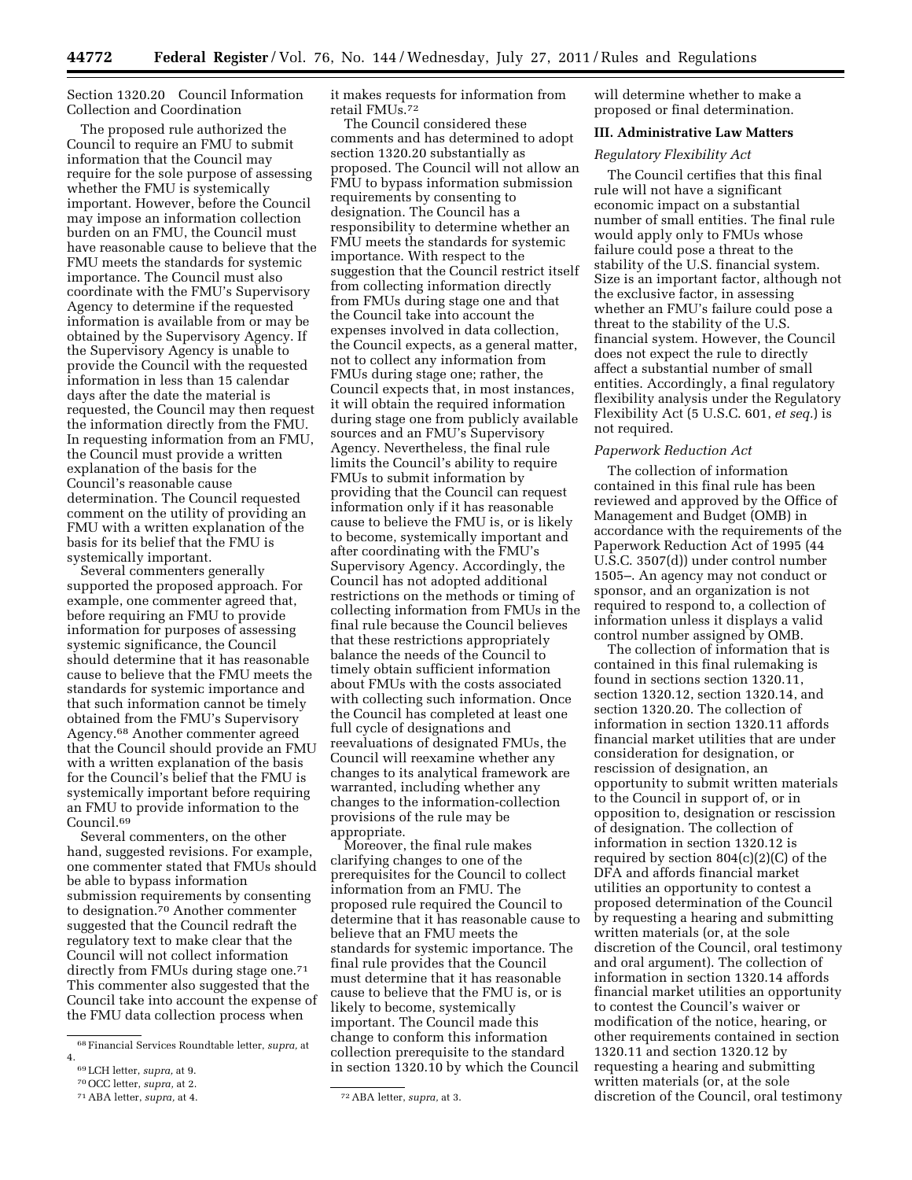Section 1320.20 Council Information Collection and Coordination

The proposed rule authorized the Council to require an FMU to submit information that the Council may require for the sole purpose of assessing whether the FMU is systemically important. However, before the Council may impose an information collection burden on an FMU, the Council must have reasonable cause to believe that the FMU meets the standards for systemic importance. The Council must also coordinate with the FMU's Supervisory Agency to determine if the requested information is available from or may be obtained by the Supervisory Agency. If the Supervisory Agency is unable to provide the Council with the requested information in less than 15 calendar days after the date the material is requested, the Council may then request the information directly from the FMU. In requesting information from an FMU, the Council must provide a written explanation of the basis for the Council's reasonable cause determination. The Council requested comment on the utility of providing an FMU with a written explanation of the basis for its belief that the FMU is systemically important.

Several commenters generally supported the proposed approach. For example, one commenter agreed that, before requiring an FMU to provide information for purposes of assessing systemic significance, the Council should determine that it has reasonable cause to believe that the FMU meets the standards for systemic importance and that such information cannot be timely obtained from the FMU's Supervisory Agency.[68] Another commenter agreed that the Council should provide an FMU with a written explanation of the basis for the Council's belief that the FMU is systemically important before requiring an FMU to provide information to the Council.[69]

Several commenters, on the other hand, suggested revisions. For example, one commenter stated that FMUs should be able to bypass information submission requirements by consenting to designation.[70] Another commenter suggested that the Council redraft the regulatory text to make clear that the Council will not collect information directly from FMUs during stage one.[71] This commenter also suggested that the Council take into account the expense of the FMU data collection process when it makes requests for information from retail FMUs.[72]

The Council considered these comments and has determined to adopt section 1320.20 substantially as proposed. The Council will not allow an FMU to bypass information submission requirements by consenting to designation. The Council has a responsibility to determine whether an FMU meets the standards for systemic importance. With respect to the suggestion that the Council restrict itself from collecting information directly from FMUs during stage one and that the Council take into account the expenses involved in data collection, the Council expects, as a general matter, not to collect any information from FMUs during stage one; rather, the Council expects that, in most instances, it will obtain the required information during stage one from publicly available sources and an FMU's Supervisory Agency. Nevertheless, the final rule limits the Council's ability to require FMUs to submit information by providing that the Council can request information only if it has reasonable cause to believe the FMU is, or is likely to become, systemically important and after coordinating with the FMU's Supervisory Agency. Accordingly, the Council has not adopted additional restrictions on the methods or timing of collecting information from FMUs in the final rule because the Council believes that these restrictions appropriately balance the needs of the Council to timely obtain sufficient information about FMUs with the costs associated with collecting such information. Once the Council has completed at least one full cycle of designations and reevaluations of designated FMUs, the Council will reexamine whether any changes to its analytical framework are warranted, including whether any changes to the information-collection provisions of the rule may be appropriate.

Moreover, the final rule makes clarifying changes to one of the prerequisites for the Council to collect information from an FMU. The proposed rule required the Council to determine that it has reasonable cause to believe that an FMU meets the standards for systemic importance. The final rule provides that the Council must determine that it has reasonable cause to believe that the FMU is, or is likely to become, systemically important. The Council made this change to conform this information collection prerequisite to the standard in section 1320.10 by which the Council will determine whether to make a proposed or final determination.

## III. Administrative Law Matters

*Regulatory Flexibility Act*

The Council certifies that this final rule will not have a significant economic impact on a substantial number of small entities. The final rule would apply only to FMUs whose failure could pose a threat to the stability of the U.S. financial system. Size is an important factor, although not the exclusive factor, in assessing whether an FMU's failure could pose a threat to the stability of the U.S. financial system. However, the Council does not expect the rule to directly affect a substantial number of small entities. Accordingly, a final regulatory flexibility analysis under the Regulatory Flexibility Act (5 U.S.C. 601, *et seq.*) is not required.

*Paperwork Reduction Act*

The collection of information contained in this final rule has been reviewed and approved by the Office of Management and Budget (OMB) in accordance with the requirements of the Paperwork Reduction Act of 1995 (44 U.S.C. 3507(d)) under control number 1505–. An agency may not conduct or sponsor, and an organization is not required to respond to, a collection of information unless it displays a valid control number assigned by OMB.

The collection of information that is contained in this final rulemaking is found in sections section 1320.11, section 1320.12, section 1320.14, and section 1320.20. The collection of information in section 1320.11 affords financial market utilities that are under consideration for designation, or rescission of designation, an opportunity to submit written materials to the Council in support of, or in opposition to, designation or rescission of designation. The collection of information in section 1320.12 is required by section 804(c)(2)(C) of the DFA and affords financial market utilities an opportunity to contest a proposed determination of the Council by requesting a hearing and submitting written materials (or, at the sole discretion of the Council, oral testimony and oral argument). The collection of information in section 1320.14 affords financial market utilities an opportunity to contest the Council's waiver or modification of the notice, hearing, or other requirements contained in section 1320.11 and section 1320.12 by requesting a hearing and submitting written materials (or, at the sole discretion of the Council, oral testimony

[68] Financial Services Roundtable letter, *supra*, at 4.

[69] LCH letter, *supra*, at 9.

[70] OCC letter, *supra*, at 2.

[71] ABA letter, *supra*, at 4.

[72] ABA letter, *supra*, at 3.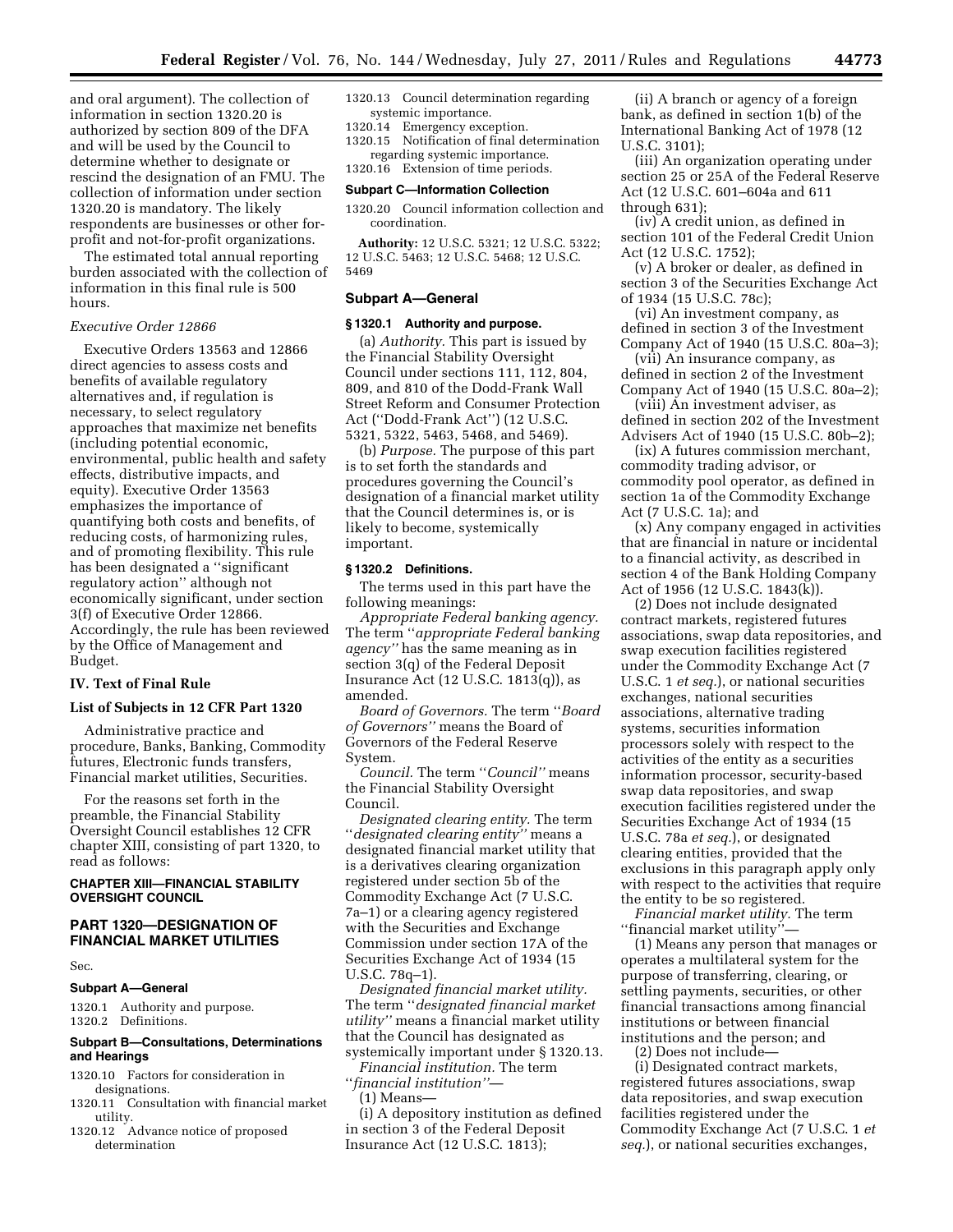and oral argument). The collection of information in section 1320.20 is authorized by section 809 of the DFA and will be used by the Council to determine whether to designate or rescind the designation of an FMU. The collection of information under section 1320.20 is mandatory. The likely respondents are businesses or other for-profit and not-for-profit organizations.

The estimated total annual reporting burden associated with the collection of information in this final rule is 500 hours.

*Executive Order 12866*

Executive Orders 13563 and 12866 direct agencies to assess costs and benefits of available regulatory alternatives and, if regulation is necessary, to select regulatory approaches that maximize net benefits (including potential economic, environmental, public health and safety effects, distributive impacts, and equity). Executive Order 13563 emphasizes the importance of quantifying both costs and benefits, of reducing costs, of harmonizing rules, and of promoting flexibility. This rule has been designated a ''significant regulatory action'' although not economically significant, under section 3(f) of Executive Order 12866. Accordingly, the rule has been reviewed by the Office of Management and Budget.

## IV. Text of Final Rule

### List of Subjects in 12 CFR Part 1320

Administrative practice and procedure, Banks, Banking, Commodity futures, Electronic funds transfers, Financial market utilities, Securities.

For the reasons set forth in the preamble, the Financial Stability Oversight Council establishes 12 CFR chapter XIII, consisting of part 1320, to read as follows:

## CHAPTER XIII—FINANCIAL STABILITY OVERSIGHT COUNCIL

## PART 1320—DESIGNATION OF FINANCIAL MARKET UTILITIES

Sec.

**Subpart A—General**

1320.1 Authority and purpose.
1320.2 Definitions.

**Subpart B—Consultations, Determinations and Hearings**

1320.10 Factors for consideration in designations.
1320.11 Consultation with financial market utility.
1320.12 Advance notice of proposed determination
1320.13 Council determination regarding systemic importance.
1320.14 Emergency exception.
1320.15 Notification of final determination regarding systemic importance.
1320.16 Extension of time periods.

**Subpart C—Information Collection**

1320.20 Council information collection and coordination.

**Authority:** 12 U.S.C. 5321; 12 U.S.C. 5322; 12 U.S.C. 5463; 12 U.S.C. 5468; 12 U.S.C. 5469

### Subpart A—General

#### § 1320.1 Authority and purpose.

(a) *Authority.* This part is issued by the Financial Stability Oversight Council under sections 111, 112, 804, 809, and 810 of the Dodd-Frank Wall Street Reform and Consumer Protection Act (''Dodd-Frank Act'') (12 U.S.C. 5321, 5322, 5463, 5468, and 5469).

(b) *Purpose.* The purpose of this part is to set forth the standards and procedures governing the Council's designation of a financial market utility that the Council determines is, or is likely to become, systemically important.

#### § 1320.2 Definitions.

The terms used in this part have the following meanings:

*Appropriate Federal banking agency.* The term ''*appropriate Federal banking agency''* has the same meaning as in section 3(q) of the Federal Deposit Insurance Act (12 U.S.C. 1813(q)), as amended.

*Board of Governors.* The term ''*Board of Governors''* means the Board of Governors of the Federal Reserve System.

*Council.* The term ''*Council''* means the Financial Stability Oversight Council.

*Designated clearing entity.* The term ''*designated clearing entity''* means a designated financial market utility that is a derivatives clearing organization registered under section 5b of the Commodity Exchange Act (7 U.S.C. 7a–1) or a clearing agency registered with the Securities and Exchange Commission under section 17A of the Securities Exchange Act of 1934 (15 U.S.C. 78q–1).

*Designated financial market utility.* The term ''*designated financial market utility''* means a financial market utility that the Council has designated as systemically important under § 1320.13.

*Financial institution.* The term ''*financial institution''*—

(1) Means—

(i) A depository institution as defined in section 3 of the Federal Deposit Insurance Act (12 U.S.C. 1813);

(ii) A branch or agency of a foreign bank, as defined in section 1(b) of the International Banking Act of 1978 (12 U.S.C. 3101);

(iii) An organization operating under section 25 or 25A of the Federal Reserve Act (12 U.S.C. 601–604a and 611 through 631);

(iv) A credit union, as defined in section 101 of the Federal Credit Union Act (12 U.S.C. 1752);

(v) A broker or dealer, as defined in section 3 of the Securities Exchange Act of 1934 (15 U.S.C. 78c);

(vi) An investment company, as defined in section 3 of the Investment Company Act of 1940 (15 U.S.C. 80a–3);

(vii) An insurance company, as defined in section 2 of the Investment Company Act of 1940 (15 U.S.C. 80a–2);

(viii) An investment adviser, as defined in section 202 of the Investment Advisers Act of 1940 (15 U.S.C. 80b–2);

(ix) A futures commission merchant, commodity trading advisor, or commodity pool operator, as defined in section 1a of the Commodity Exchange Act (7 U.S.C. 1a); and

(x) Any company engaged in activities that are financial in nature or incidental to a financial activity, as described in section 4 of the Bank Holding Company Act of 1956 (12 U.S.C. 1843(k)).

(2) Does not include designated contract markets, registered futures associations, swap data repositories, and swap execution facilities registered under the Commodity Exchange Act (7 U.S.C. 1 *et seq.*), or national securities exchanges, national securities associations, alternative trading systems, securities information processors solely with respect to the activities of the entity as a securities information processor, security-based swap data repositories, and swap execution facilities registered under the Securities Exchange Act of 1934 (15 U.S.C. 78a *et seq.*), or designated clearing entities, provided that the exclusions in this paragraph apply only with respect to the activities that require the entity to be so registered.

*Financial market utility.* The term ''financial market utility''—

(1) Means any person that manages or operates a multilateral system for the purpose of transferring, clearing, or settling payments, securities, or other financial transactions among financial institutions or between financial institutions and the person; and

(2) Does not include—

(i) Designated contract markets, registered futures associations, swap data repositories, and swap execution facilities registered under the Commodity Exchange Act (7 U.S.C. 1 *et seq.*), or national securities exchanges,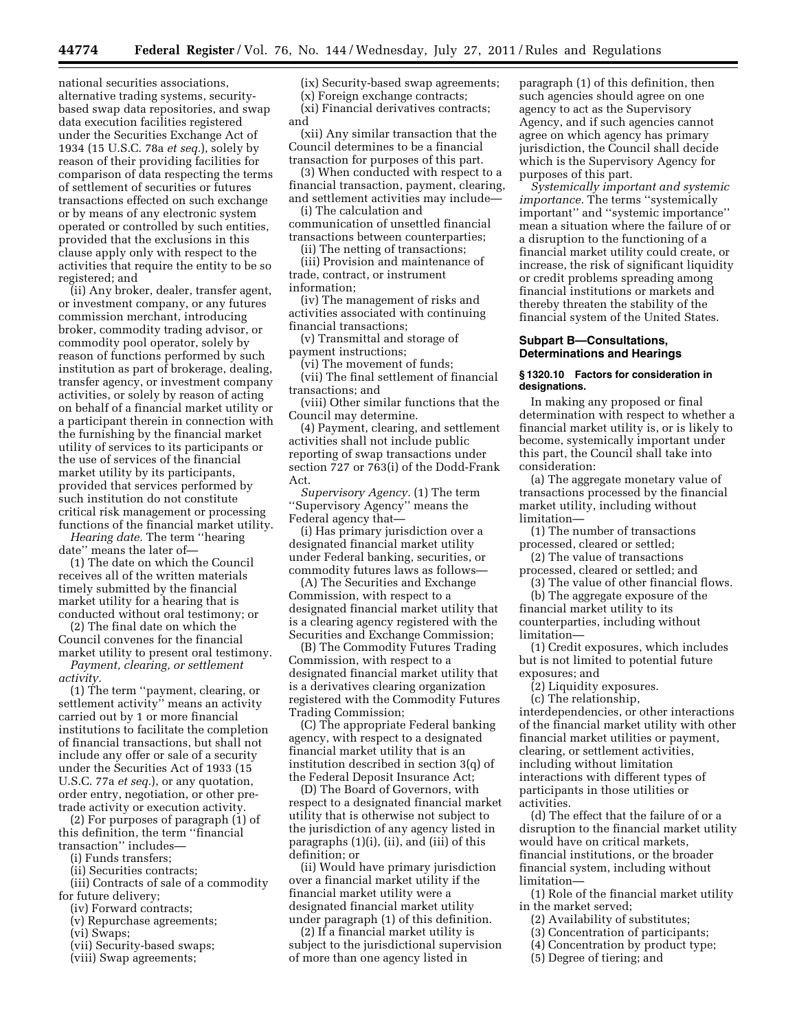national securities associations, alternative trading systems, security-based swap data repositories, and swap data execution facilities registered under the Securities Exchange Act of 1934 (15 U.S.C. 78a *et seq.*), solely by reason of their providing facilities for comparison of data respecting the terms of settlement of securities or futures transactions effected on such exchange or by means of any electronic system operated or controlled by such entities, provided that the exclusions in this clause apply only with respect to the activities that require the entity to be so registered; and

(ii) Any broker, dealer, transfer agent, or investment company, or any futures commission merchant, introducing broker, commodity trading advisor, or commodity pool operator, solely by reason of functions performed by such institution as part of brokerage, dealing, transfer agency, or investment company activities, or solely by reason of acting on behalf of a financial market utility or a participant therein in connection with the furnishing by the financial market utility of services to its participants or the use of services of the financial market utility by its participants, provided that services performed by such institution do not constitute critical risk management or processing functions of the financial market utility.

*Hearing date.* The term ''hearing date'' means the later of—

(1) The date on which the Council receives all of the written materials timely submitted by the financial market utility for a hearing that is conducted without oral testimony; or

(2) The final date on which the Council convenes for the financial market utility to present oral testimony.

*Payment, clearing, or settlement activity.*

(1) The term ''payment, clearing, or settlement activity'' means an activity carried out by 1 or more financial institutions to facilitate the completion of financial transactions, but shall not include any offer or sale of a security under the Securities Act of 1933 (15 U.S.C. 77a *et seq.*), or any quotation, order entry, negotiation, or other pre-trade activity or execution activity.

(2) For purposes of paragraph (1) of this definition, the term ''financial transaction'' includes—

(i) Funds transfers;

(ii) Securities contracts;

(iii) Contracts of sale of a commodity for future delivery;

(iv) Forward contracts;

(v) Repurchase agreements;

(vi) Swaps;

(vii) Security-based swaps;

(viii) Swap agreements;

(ix) Security-based swap agreements;

(x) Foreign exchange contracts;

(xi) Financial derivatives contracts; and

(xii) Any similar transaction that the Council determines to be a financial transaction for purposes of this part.

(3) When conducted with respect to a financial transaction, payment, clearing, and settlement activities may include—

(i) The calculation and communication of unsettled financial transactions between counterparties;

(ii) The netting of transactions;

(iii) Provision and maintenance of trade, contract, or instrument information;

(iv) The management of risks and activities associated with continuing financial transactions;

(v) Transmittal and storage of payment instructions;

(vi) The movement of funds;

(vii) The final settlement of financial transactions; and

(viii) Other similar functions that the Council may determine.

(4) Payment, clearing, and settlement activities shall not include public reporting of swap transactions under section 727 or 763(i) of the Dodd-Frank Act.

*Supervisory Agency.* (1) The term ''Supervisory Agency'' means the Federal agency that—

(i) Has primary jurisdiction over a designated financial market utility under Federal banking, securities, or commodity futures laws as follows—

(A) The Securities and Exchange Commission, with respect to a designated financial market utility that is a clearing agency registered with the Securities and Exchange Commission;

(B) The Commodity Futures Trading Commission, with respect to a designated financial market utility that is a derivatives clearing organization registered with the Commodity Futures Trading Commission;

(C) The appropriate Federal banking agency, with respect to a designated financial market utility that is an institution described in section 3(q) of the Federal Deposit Insurance Act;

(D) The Board of Governors, with respect to a designated financial market utility that is otherwise not subject to the jurisdiction of any agency listed in paragraphs (1)(i), (ii), and (iii) of this definition; or

(ii) Would have primary jurisdiction over a financial market utility if the financial market utility were a designated financial market utility under paragraph (1) of this definition.

(2) If a financial market utility is subject to the jurisdictional supervision of more than one agency listed in paragraph (1) of this definition, then such agencies should agree on one agency to act as the Supervisory Agency, and if such agencies cannot agree on which agency has primary jurisdiction, the Council shall decide which is the Supervisory Agency for purposes of this part.

*Systemically important and systemic importance.* The terms ''systemically important'' and ''systemic importance'' mean a situation where the failure of or a disruption to the functioning of a financial market utility could create, or increase, the risk of significant liquidity or credit problems spreading among financial institutions or markets and thereby threaten the stability of the financial system of the United States.

## Subpart B—Consultations, Determinations and Hearings

### § 1320.10 Factors for consideration in designations.

In making any proposed or final determination with respect to whether a financial market utility is, or is likely to become, systemically important under this part, the Council shall take into consideration:

(a) The aggregate monetary value of transactions processed by the financial market utility, including without limitation—

(1) The number of transactions processed, cleared or settled;

(2) The value of transactions processed, cleared or settled; and

(3) The value of other financial flows.

(b) The aggregate exposure of the financial market utility to its counterparties, including without limitation—

(1) Credit exposures, which includes but is not limited to potential future exposures; and

(2) Liquidity exposures.

(c) The relationship, interdependencies, or other interactions of the financial market utility with other financial market utilities or payment, clearing, or settlement activities, including without limitation interactions with different types of participants in those utilities or activities.

(d) The effect that the failure of or a disruption to the financial market utility would have on critical markets, financial institutions, or the broader financial system, including without limitation—

(1) Role of the financial market utility in the market served;

(2) Availability of substitutes;

(3) Concentration of participants;

(4) Concentration by product type;

(5) Degree of tiering; and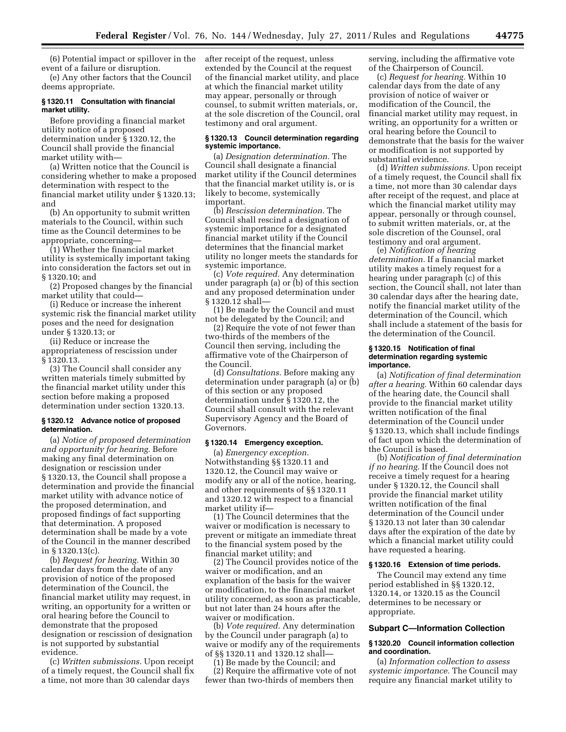(6) Potential impact or spillover in the event of a failure or disruption.

(e) Any other factors that the Council deems appropriate.

### § 1320.11 Consultation with financial market utility.

Before providing a financial market utility notice of a proposed determination under § 1320.12, the Council shall provide the financial market utility with—

(a) Written notice that the Council is considering whether to make a proposed determination with respect to the financial market utility under § 1320.13; and

(b) An opportunity to submit written materials to the Council, within such time as the Council determines to be appropriate, concerning—

(1) Whether the financial market utility is systemically important taking into consideration the factors set out in § 1320.10; and

(2) Proposed changes by the financial market utility that could—

(i) Reduce or increase the inherent systemic risk the financial market utility poses and the need for designation under § 1320.13; or

(ii) Reduce or increase the appropriateness of rescission under § 1320.13.

(3) The Council shall consider any written materials timely submitted by the financial market utility under this section before making a proposed determination under section 1320.13.

### § 1320.12 Advance notice of proposed determination.

(a) *Notice of proposed determination and opportunity for hearing.* Before making any final determination on designation or rescission under § 1320.13, the Council shall propose a determination and provide the financial market utility with advance notice of the proposed determination, and proposed findings of fact supporting that determination. A proposed determination shall be made by a vote of the Council in the manner described in § 1320.13(c).

(b) *Request for hearing.* Within 30 calendar days from the date of any provision of notice of the proposed determination of the Council, the financial market utility may request, in writing, an opportunity for a written or oral hearing before the Council to demonstrate that the proposed designation or rescission of designation is not supported by substantial evidence.

(c) *Written submissions.* Upon receipt of a timely request, the Council shall fix a time, not more than 30 calendar days after receipt of the request, unless extended by the Council at the request of the financial market utility, and place at which the financial market utility may appear, personally or through counsel, to submit written materials, or, at the sole discretion of the Council, oral testimony and oral argument.

### § 1320.13 Council determination regarding systemic importance.

(a) *Designation determination.* The Council shall designate a financial market utility if the Council determines that the financial market utility is, or is likely to become, systemically important.

(b) *Rescission determination.* The Council shall rescind a designation of systemic importance for a designated financial market utility if the Council determines that the financial market utility no longer meets the standards for systemic importance.

(c) *Vote required.* Any determination under paragraph (a) or (b) of this section and any proposed determination under § 1320.12 shall—

(1) Be made by the Council and must not be delegated by the Council; and

(2) Require the vote of not fewer than two-thirds of the members of the Council then serving, including the affirmative vote of the Chairperson of the Council.

(d) *Consultations.* Before making any determination under paragraph (a) or (b) of this section or any proposed determination under § 1320.12, the Council shall consult with the relevant Supervisory Agency and the Board of Governors.

### § 1320.14 Emergency exception.

(a) *Emergency exception.* Notwithstanding §§ 1320.11 and 1320.12, the Council may waive or modify any or all of the notice, hearing, and other requirements of §§ 1320.11 and 1320.12 with respect to a financial market utility if—

(1) The Council determines that the waiver or modification is necessary to prevent or mitigate an immediate threat to the financial system posed by the financial market utility; and

(2) The Council provides notice of the waiver or modification, and an explanation of the basis for the waiver or modification, to the financial market utility concerned, as soon as practicable, but not later than 24 hours after the waiver or modification.

(b) *Vote required.* Any determination by the Council under paragraph (a) to waive or modify any of the requirements of §§ 1320.11 and 1320.12 shall—

(1) Be made by the Council; and

(2) Require the affirmative vote of not fewer than two-thirds of members then serving, including the affirmative vote of the Chairperson of Council.

(c) *Request for hearing.* Within 10 calendar days from the date of any provision of notice of waiver or modification of the Council, the financial market utility may request, in writing, an opportunity for a written or oral hearing before the Council to demonstrate that the basis for the waiver or modification is not supported by substantial evidence.

(d) *Written submissions.* Upon receipt of a timely request, the Council shall fix a time, not more than 30 calendar days after receipt of the request, and place at which the financial market utility may appear, personally or through counsel, to submit written materials, or, at the sole discretion of the Counsel, oral testimony and oral argument.

(e) *Notification of hearing determination.* If a financial market utility makes a timely request for a hearing under paragraph (c) of this section, the Council shall, not later than 30 calendar days after the hearing date, notify the financial market utility of the determination of the Council, which shall include a statement of the basis for the determination of the Council.

### § 1320.15 Notification of final determination regarding systemic importance.

(a) *Notification of final determination after a hearing.* Within 60 calendar days of the hearing date, the Council shall provide to the financial market utility written notification of the final determination of the Council under § 1320.13, which shall include findings of fact upon which the determination of the Council is based.

(b) *Notification of final determination if no hearing.* If the Council does not receive a timely request for a hearing under § 1320.12, the Council shall provide the financial market utility written notification of the final determination of the Council under § 1320.13 not later than 30 calendar days after the expiration of the date by which a financial market utility could have requested a hearing.

### § 1320.16 Extension of time periods.

The Council may extend any time period established in §§ 1320.12, 1320.14, or 1320.15 as the Council determines to be necessary or appropriate.

## Subpart C—Information Collection

### § 1320.20 Council information collection and coordination.

(a) *Information collection to assess systemic importance.* The Council may require any financial market utility to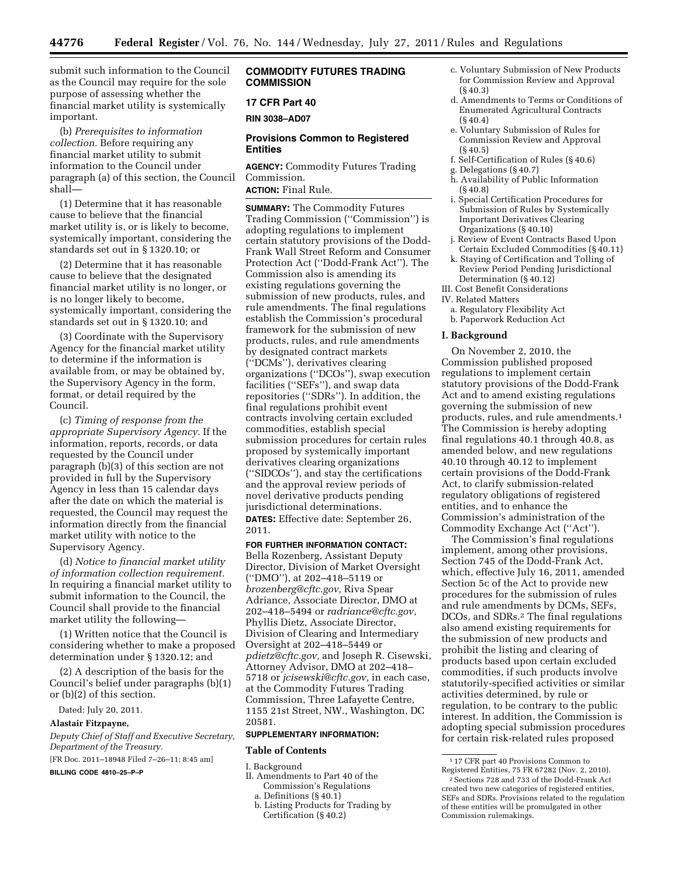submit such information to the Council as the Council may require for the sole purpose of assessing whether the financial market utility is systemically important.

(b) *Prerequisites to information collection.* Before requiring any financial market utility to submit information to the Council under paragraph (a) of this section, the Council shall—

(1) Determine that it has reasonable cause to believe that the financial market utility is, or is likely to become, systemically important, considering the standards set out in § 1320.10; or

(2) Determine that it has reasonable cause to believe that the designated financial market utility is no longer, or is no longer likely to become, systemically important, considering the standards set out in § 1320.10; and

(3) Coordinate with the Supervisory Agency for the financial market utility to determine if the information is available from, or may be obtained by, the Supervisory Agency in the form, format, or detail required by the Council.

(c) *Timing of response from the appropriate Supervisory Agency.* If the information, reports, records, or data requested by the Council under paragraph (b)(3) of this section are not provided in full by the Supervisory Agency in less than 15 calendar days after the date on which the material is requested, the Council may request the information directly from the financial market utility with notice to the Supervisory Agency.

(d) *Notice to financial market utility of information collection requirement.* In requiring a financial market utility to submit information to the Council, the Council shall provide to the financial market utility the following—

(1) Written notice that the Council is considering whether to make a proposed determination under § 1320.12; and

(2) A description of the basis for the Council's belief under paragraphs (b)(1) or (b)(2) of this section.

Dated: July 20, 2011.

**Alastair Fitzpayne,**

*Deputy Chief of Staff and Executive Secretary, Department of the Treasury.*

[FR Doc. 2011–18948 Filed 7–26–11; 8:45 am]

**BILLING CODE 4810–25–P–P**

## COMMODITY FUTURES TRADING COMMISSION

## 17 CFR Part 40

**RIN 3038–AD07**

## Provisions Common to Registered Entities

**AGENCY:** Commodity Futures Trading Commission.

**ACTION:** Final Rule.

**SUMMARY:** The Commodity Futures Trading Commission ("Commission") is adopting regulations to implement certain statutory provisions of the Dodd-Frank Wall Street Reform and Consumer Protection Act ("Dodd-Frank Act"). The Commission also is amending its existing regulations governing the submission of new products, rules, and rule amendments. The final regulations establish the Commission's procedural framework for the submission of new products, rules, and rule amendments by designated contract markets ("DCMs"), derivatives clearing organizations ("DCOs"), swap execution facilities ("SEFs"), and swap data repositories ("SDRs"). In addition, the final regulations prohibit event contracts involving certain excluded commodities, establish special submission procedures for certain rules proposed by systemically important derivatives clearing organizations ("SIDCOs"), and stay the certifications and the approval review periods of novel derivative products pending jurisdictional determinations.

**DATES:** Effective date: September 26, 2011.

**FOR FURTHER INFORMATION CONTACT:** Bella Rozenberg, Assistant Deputy Director, Division of Market Oversight ("DMO"), at 202–418–5119 or *brozenberg@cftc.gov,* Riva Spear Adriance, Associate Director, DMO at 202–418–5494 or *radriance@cftc.gov,* Phyllis Dietz, Associate Director, Division of Clearing and Intermediary Oversight at 202–418–5449 or *pdietz@cftc.gov,* and Joseph R. Cisewski, Attorney Advisor, DMO at 202–418–5718 or *jcisewski@cftc.gov,* in each case, at the Commodity Futures Trading Commission, Three Lafayette Centre, 1155 21st Street, NW., Washington, DC 20581.

**SUPPLEMENTARY INFORMATION:**

### Table of Contents

I. Background
II. Amendments to Part 40 of the Commission's Regulations
  a. Definitions (§ 40.1)
  b. Listing Products for Trading by Certification (§ 40.2)
  c. Voluntary Submission of New Products for Commission Review and Approval (§ 40.3)
  d. Amendments to Terms or Conditions of Enumerated Agricultural Contracts (§ 40.4)
  e. Voluntary Submission of Rules for Commission Review and Approval (§ 40.5)
  f. Self-Certification of Rules (§ 40.6)
  g. Delegations (§ 40.7)
  h. Availability of Public Information (§ 40.8)
  i. Special Certification Procedures for Submission of Rules by Systemically Important Derivatives Clearing Organizations (§ 40.10)
  j. Review of Event Contracts Based Upon Certain Excluded Commodities (§ 40.11)
  k. Staying of Certification and Tolling of Review Period Pending Jurisdictional Determination (§ 40.12)
III. Cost Benefit Considerations
IV. Related Matters
  a. Regulatory Flexibility Act
  b. Paperwork Reduction Act

### I. Background

On November 2, 2010, the Commission published proposed regulations to implement certain statutory provisions of the Dodd-Frank Act and to amend existing regulations governing the submission of new products, rules, and rule amendments.[1] The Commission is hereby adopting final regulations 40.1 through 40.8, as amended below, and new regulations 40.10 through 40.12 to implement certain provisions of the Dodd-Frank Act, to clarify submission-related regulatory obligations of registered entities, and to enhance the Commission's administration of the Commodity Exchange Act ("Act").

The Commission's final regulations implement, among other provisions, Section 745 of the Dodd-Frank Act, which, effective July 16, 2011, amended Section 5c of the Act to provide new procedures for the submission of rules and rule amendments by DCMs, SEFs, DCOs, and SDRs.[2] The final regulations also amend existing requirements for the submission of new products and prohibit the listing and clearing of products based upon certain excluded commodities, if such products involve statutorily-specified activities or similar activities determined, by rule or regulation, to be contrary to the public interest. In addition, the Commission is adopting special submission procedures for certain risk-related rules proposed

[1] 17 CFR part 40 Provisions Common to Registered Entities, 75 FR 67282 (Nov. 2, 2010).

[2] Sections 728 and 733 of the Dodd-Frank Act created two new categories of registered entities, SEFs and SDRs. Provisions related to the regulation of these entities will be promulgated in other Commission rulemakings.